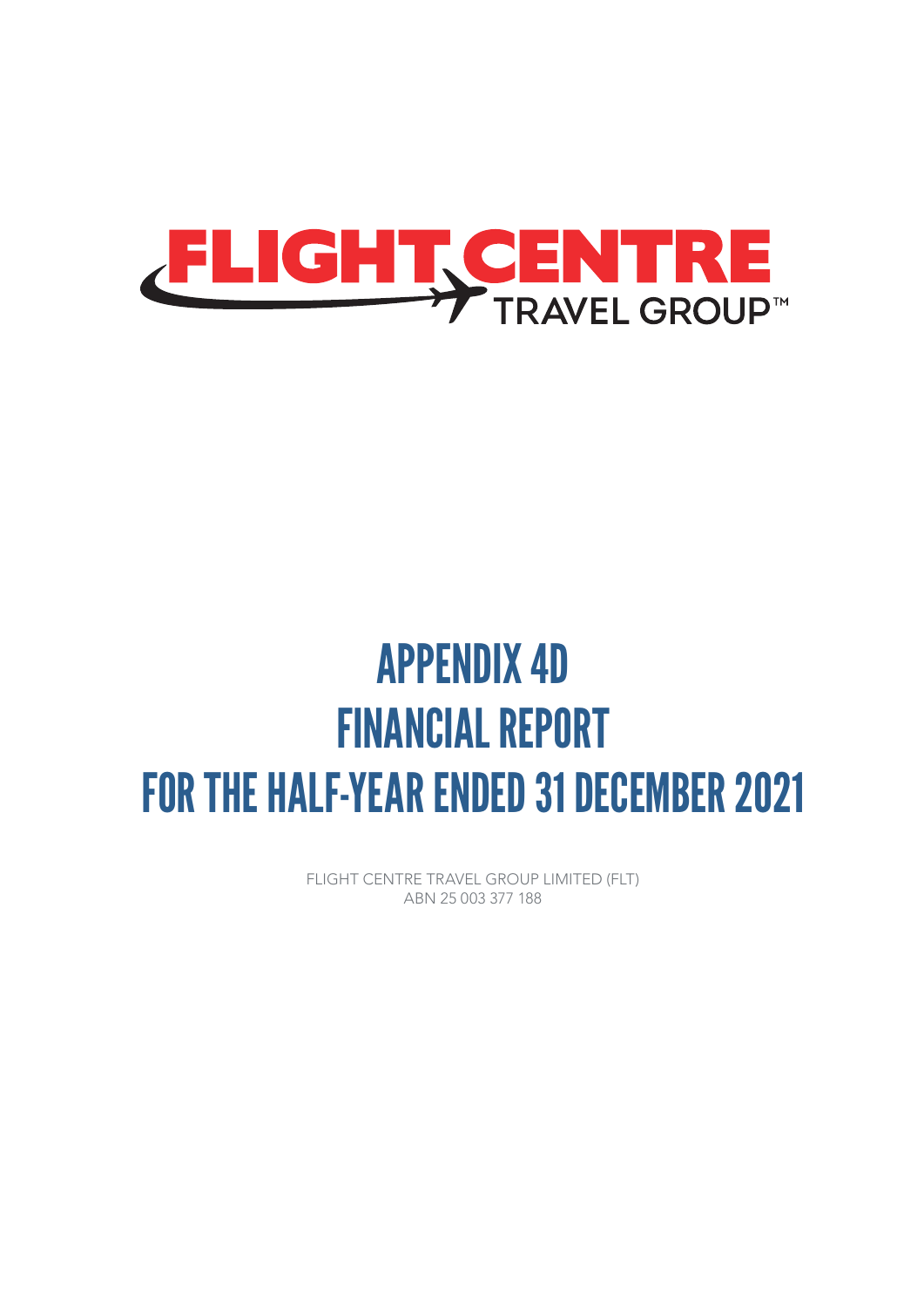FLIGHT CENTRE
TRAVEL GROUP™

# APPENDIX 4D
# FINANCIAL REPORT
# FOR THE HALF-YEAR ENDED 31 DECEMBER 2021

FLIGHT CENTRE TRAVEL GROUP LIMITED (FLT)
ABN 25 003 377 188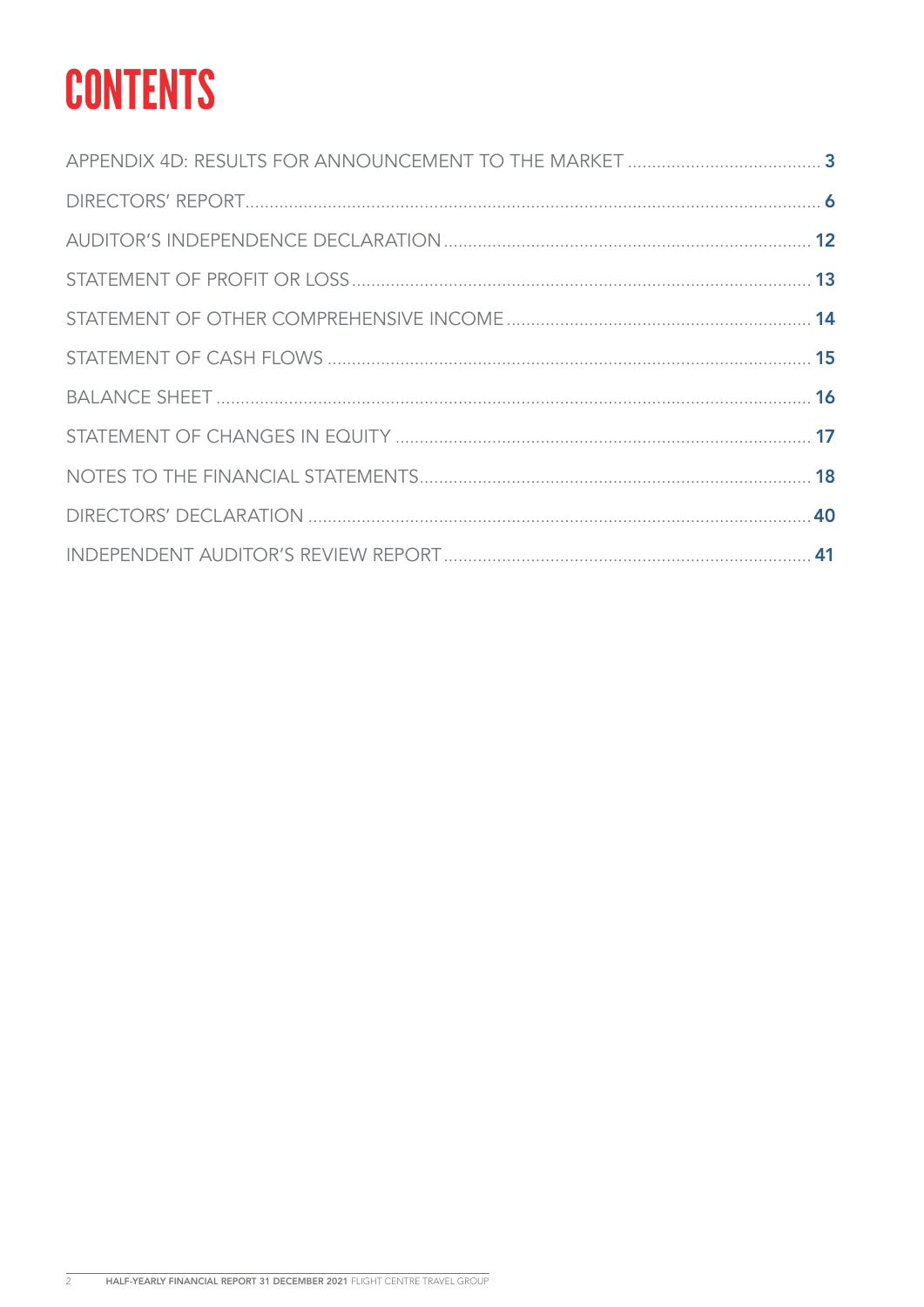# CONTENTS

| | |
|---|---|
| APPENDIX 4D: RESULTS FOR ANNOUNCEMENT TO THE MARKET | 3 |
| DIRECTORS' REPORT | 6 |
| AUDITOR'S INDEPENDENCE DECLARATION | 12 |
| STATEMENT OF PROFIT OR LOSS | 13 |
| STATEMENT OF OTHER COMPREHENSIVE INCOME | 14 |
| STATEMENT OF CASH FLOWS | 15 |
| BALANCE SHEET | 16 |
| STATEMENT OF CHANGES IN EQUITY | 17 |
| NOTES TO THE FINANCIAL STATEMENTS | 18 |
| DIRECTORS' DECLARATION | 40 |
| INDEPENDENT AUDITOR'S REVIEW REPORT | 41 |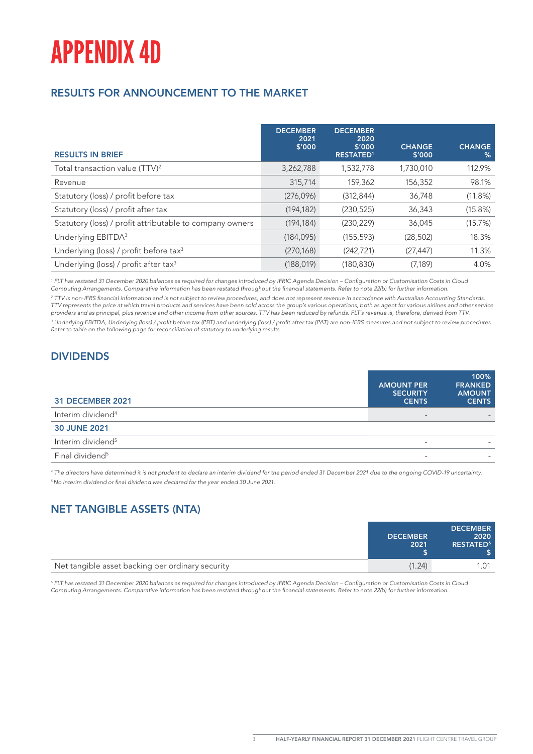# APPENDIX 4D

## RESULTS FOR ANNOUNCEMENT TO THE MARKET

| RESULTS IN BRIEF | DECEMBER 2021 $'000 | DECEMBER 2020 $'000 RESTATED[1] | CHANGE $'000 | CHANGE % |
|---|---|---|---|---|
| Total transaction value (TTV)[2] | 3,262,788 | 1,532,778 | 1,730,010 | 112.9% |
| Revenue | 315,714 | 159,362 | 156,352 | 98.1% |
| Statutory (loss) / profit before tax | (276,096) | (312,844) | 36,748 | (11.8%) |
| Statutory (loss) / profit after tax | (194,182) | (230,525) | 36,343 | (15.8%) |
| Statutory (loss) / profit attributable to company owners | (194,184) | (230,229) | 36,045 | (15.7%) |
| Underlying EBITDA[3] | (184,095) | (155,593) | (28,502) | 18.3% |
| Underlying (loss) / profit before tax[3] | (270,168) | (242,721) | (27,447) | 11.3% |
| Underlying (loss) / profit after tax[3] | (188,019) | (180,830) | (7,189) | 4.0% |

*[1] FLT has restated 31 December 2020 balances as required for changes introduced by IFRIC Agenda Decision – Configuration or Customisation Costs in Cloud Computing Arrangements. Comparative information has been restated throughout the financial statements. Refer to note 22(b) for further information.*

*[2] TTV is non-IFRS financial information and is not subject to review procedures, and does not represent revenue in accordance with Australian Accounting Standards. TTV represents the price at which travel products and services have been sold across the group's various operations, both as agent for various airlines and other service providers and as principal, plus revenue and other income from other sources. TTV has been reduced by refunds. FLT's revenue is, therefore, derived from TTV.*

*[3] Underlying EBITDA, Underlying (loss) / profit before tax (PBT) and underlying (loss) / profit after tax (PAT) are non-IFRS measures and not subject to review procedures. Refer to table on the following page for reconciliation of statutory to underlying results.*

## DIVIDENDS

| 31 DECEMBER 2021 | AMOUNT PER SECURITY CENTS | 100% FRANKED AMOUNT CENTS |
|---|---|---|
| Interim dividend[4] | - | - |
| **30 JUNE 2021** | | |
| Interim dividend[5] | - | - |
| Final dividend[5] | - | - |

*[4] The directors have determined it is not prudent to declare an interim dividend for the period ended 31 December 2021 due to the ongoing COVID-19 uncertainty.*

*[5] No interim dividend or final dividend was declared for the year ended 30 June 2021.*

## NET TANGIBLE ASSETS (NTA)

| | DECEMBER 2021 $ | DECEMBER 2020 RESTATED[6] $ |
|---|---|---|
| Net tangible asset backing per ordinary security | (1.24) | 1.01 |

*[6] FLT has restated 31 December 2020 balances as required for changes introduced by IFRIC Agenda Decision – Configuration or Customisation Costs in Cloud Computing Arrangements. Comparative information has been restated throughout the financial statements. Refer to note 22(b) for further information.*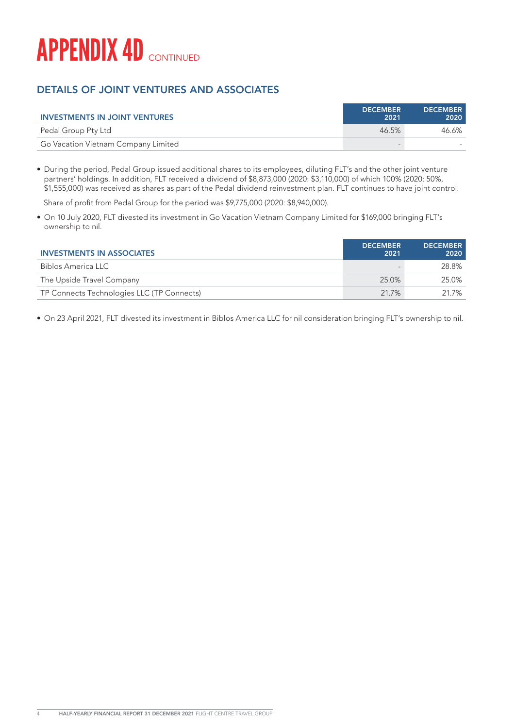# APPENDIX 4D CONTINUED

## DETAILS OF JOINT VENTURES AND ASSOCIATES

| INVESTMENTS IN JOINT VENTURES | DECEMBER 2021 | DECEMBER 2020 |
|---|---|---|
| Pedal Group Pty Ltd | 46.5% | 46.6% |
| Go Vacation Vietnam Company Limited | - | - |

- During the period, Pedal Group issued additional shares to its employees, diluting FLT's and the other joint venture partners' holdings. In addition, FLT received a dividend of $8,873,000 (2020: $3,110,000) of which 100% (2020: 50%, $1,555,000) was received as shares as part of the Pedal dividend reinvestment plan. FLT continues to have joint control.

  Share of profit from Pedal Group for the period was $9,775,000 (2020: $8,940,000).

- On 10 July 2020, FLT divested its investment in Go Vacation Vietnam Company Limited for $169,000 bringing FLT's ownership to nil.

| INVESTMENTS IN ASSOCIATES | DECEMBER 2021 | DECEMBER 2020 |
|---|---|---|
| Biblos America LLC | - | 28.8% |
| The Upside Travel Company | 25.0% | 25.0% |
| TP Connects Technologies LLC (TP Connects) | 21.7% | 21.7% |

- On 23 April 2021, FLT divested its investment in Biblos America LLC for nil consideration bringing FLT's ownership to nil.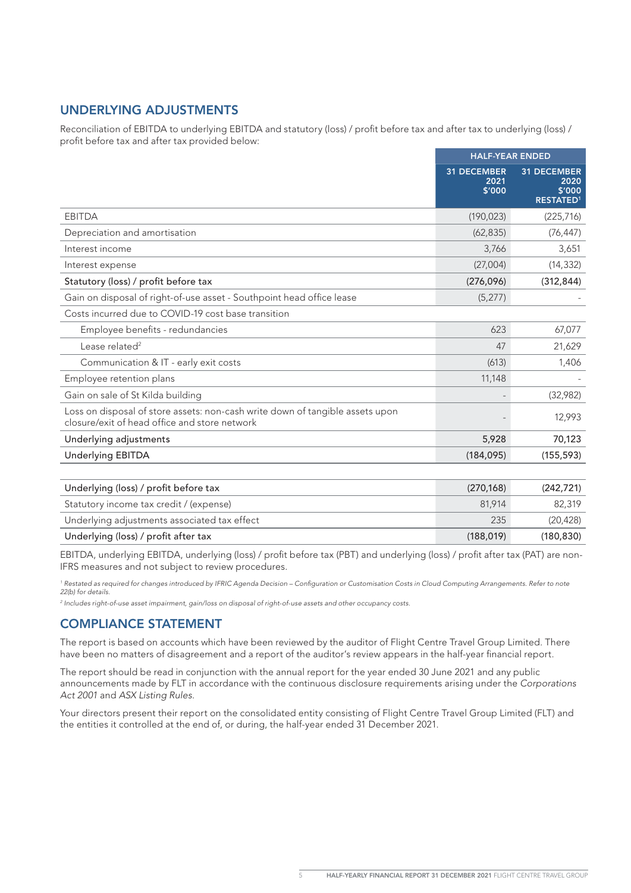## UNDERLYING ADJUSTMENTS

Reconciliation of EBITDA to underlying EBITDA and statutory (loss) / profit before tax and after tax to underlying (loss) / profit before tax and after tax provided below:

| | HALF-YEAR ENDED | |
|---|---|---|
| | 31 DECEMBER 2021 $'000 | 31 DECEMBER 2020 $'000 RESTATED[1] |
| EBITDA | (190,023) | (225,716) |
| Depreciation and amortisation | (62,835) | (76,447) |
| Interest income | 3,766 | 3,651 |
| Interest expense | (27,004) | (14,332) |
| Statutory (loss) / profit before tax | (276,096) | (312,844) |
| Gain on disposal of right-of-use asset - Southpoint head office lease | (5,277) | - |
| Costs incurred due to COVID-19 cost base transition | | |
| Employee benefits - redundancies | 623 | 67,077 |
| Lease related[2] | 47 | 21,629 |
| Communication & IT - early exit costs | (613) | 1,406 |
| Employee retention plans | 11,148 | - |
| Gain on sale of St Kilda building | - | (32,982) |
| Loss on disposal of store assets: non-cash write down of tangible assets upon closure/exit of head office and store network | - | 12,993 |
| Underlying adjustments | 5,928 | 70,123 |
| Underlying EBITDA | (184,095) | (155,593) |
| | | |
| Underlying (loss) / profit before tax | (270,168) | (242,721) |
| Statutory income tax credit / (expense) | 81,914 | 82,319 |
| Underlying adjustments associated tax effect | 235 | (20,428) |
| Underlying (loss) / profit after tax | (188,019) | (180,830) |

EBITDA, underlying EBITDA, underlying (loss) / profit before tax (PBT) and underlying (loss) / profit after tax (PAT) are non-IFRS measures and not subject to review procedures.

[1] *Restated as required for changes introduced by IFRIC Agenda Decision – Configuration or Customisation Costs in Cloud Computing Arrangements. Refer to note 22(b) for details.*

[2] *Includes right-of-use asset impairment, gain/loss on disposal of right-of-use assets and other occupancy costs.*

## COMPLIANCE STATEMENT

The report is based on accounts which have been reviewed by the auditor of Flight Centre Travel Group Limited. There have been no matters of disagreement and a report of the auditor's review appears in the half-year financial report.

The report should be read in conjunction with the annual report for the year ended 30 June 2021 and any public announcements made by FLT in accordance with the continuous disclosure requirements arising under the *Corporations Act 2001* and *ASX Listing Rules*.

Your directors present their report on the consolidated entity consisting of Flight Centre Travel Group Limited (FLT) and the entities it controlled at the end of, or during, the half-year ended 31 December 2021.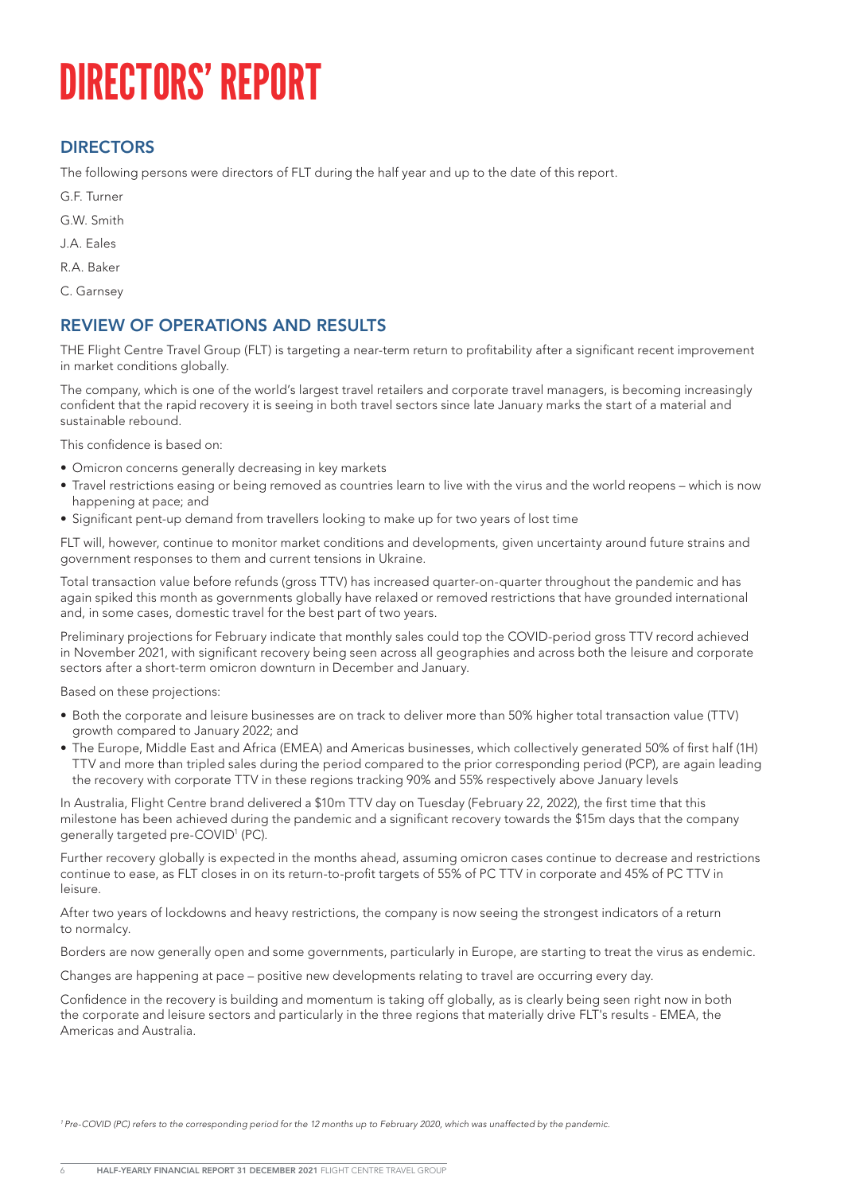# DIRECTORS' REPORT

## DIRECTORS

The following persons were directors of FLT during the half year and up to the date of this report.

G.F. Turner

G.W. Smith

J.A. Eales

R.A. Baker

C. Garnsey

## REVIEW OF OPERATIONS AND RESULTS

THE Flight Centre Travel Group (FLT) is targeting a near-term return to profitability after a significant recent improvement in market conditions globally.

The company, which is one of the world's largest travel retailers and corporate travel managers, is becoming increasingly confident that the rapid recovery it is seeing in both travel sectors since late January marks the start of a material and sustainable rebound.

This confidence is based on:

- Omicron concerns generally decreasing in key markets
- Travel restrictions easing or being removed as countries learn to live with the virus and the world reopens – which is now happening at pace; and
- Significant pent-up demand from travellers looking to make up for two years of lost time

FLT will, however, continue to monitor market conditions and developments, given uncertainty around future strains and government responses to them and current tensions in Ukraine.

Total transaction value before refunds (gross TTV) has increased quarter-on-quarter throughout the pandemic and has again spiked this month as governments globally have relaxed or removed restrictions that have grounded international and, in some cases, domestic travel for the best part of two years.

Preliminary projections for February indicate that monthly sales could top the COVID-period gross TTV record achieved in November 2021, with significant recovery being seen across all geographies and across both the leisure and corporate sectors after a short-term omicron downturn in December and January.

Based on these projections:

- Both the corporate and leisure businesses are on track to deliver more than 50% higher total transaction value (TTV) growth compared to January 2022; and
- The Europe, Middle East and Africa (EMEA) and Americas businesses, which collectively generated 50% of first half (1H) TTV and more than tripled sales during the period compared to the prior corresponding period (PCP), are again leading the recovery with corporate TTV in these regions tracking 90% and 55% respectively above January levels

In Australia, Flight Centre brand delivered a $10m TTV day on Tuesday (February 22, 2022), the first time that this milestone has been achieved during the pandemic and a significant recovery towards the $15m days that the company generally targeted pre-COVID[1] (PC).

Further recovery globally is expected in the months ahead, assuming omicron cases continue to decrease and restrictions continue to ease, as FLT closes in on its return-to-profit targets of 55% of PC TTV in corporate and 45% of PC TTV in leisure.

After two years of lockdowns and heavy restrictions, the company is now seeing the strongest indicators of a return to normalcy.

Borders are now generally open and some governments, particularly in Europe, are starting to treat the virus as endemic.

Changes are happening at pace – positive new developments relating to travel are occurring every day.

Confidence in the recovery is building and momentum is taking off globally, as is clearly being seen right now in both the corporate and leisure sectors and particularly in the three regions that materially drive FLT's results - EMEA, the Americas and Australia.

*[1] Pre-COVID (PC) refers to the corresponding period for the 12 months up to February 2020, which was unaffected by the pandemic.*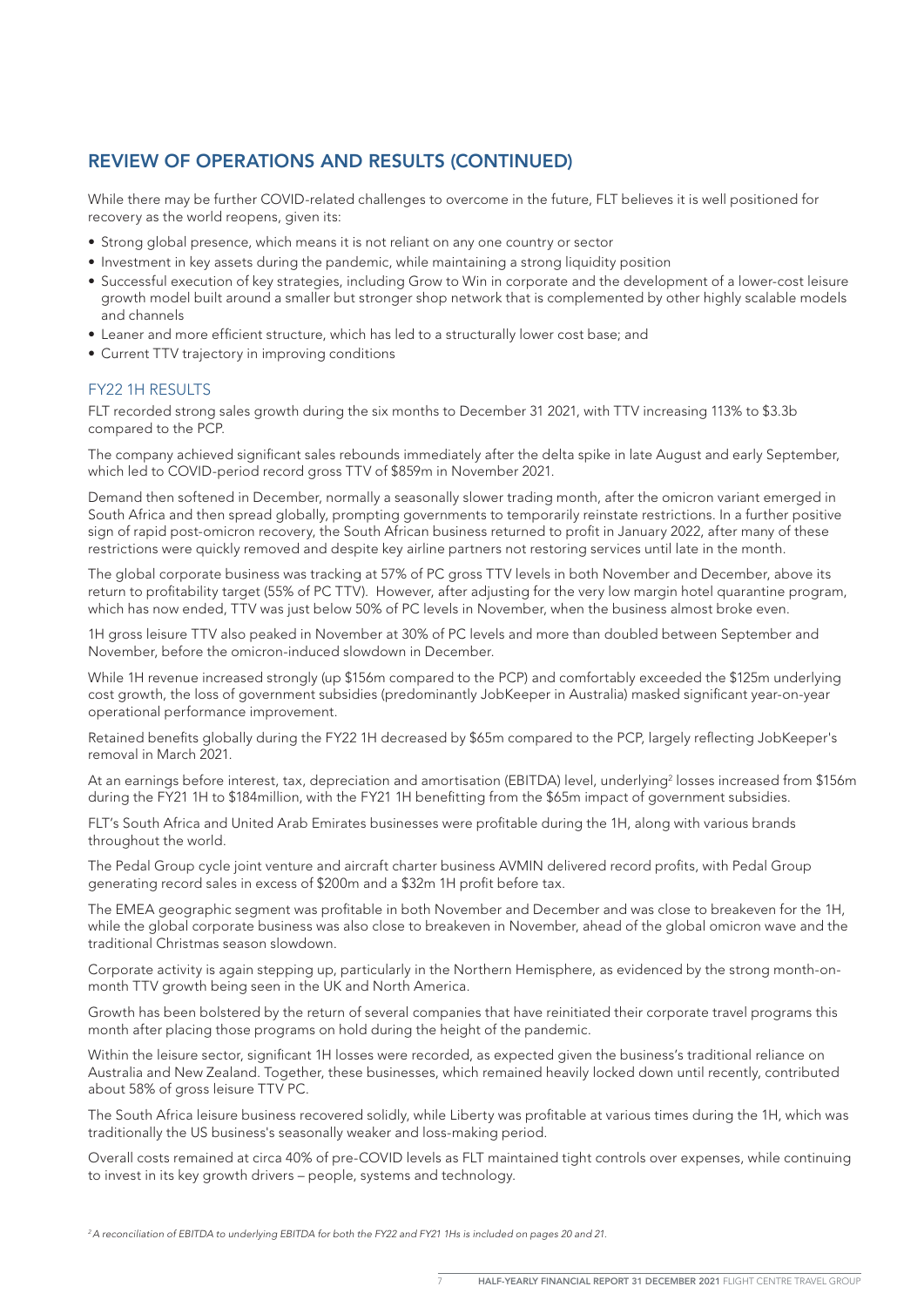## REVIEW OF OPERATIONS AND RESULTS (CONTINUED)

While there may be further COVID-related challenges to overcome in the future, FLT believes it is well positioned for recovery as the world reopens, given its:

- Strong global presence, which means it is not reliant on any one country or sector
- Investment in key assets during the pandemic, while maintaining a strong liquidity position
- Successful execution of key strategies, including Grow to Win in corporate and the development of a lower-cost leisure growth model built around a smaller but stronger shop network that is complemented by other highly scalable models and channels
- Leaner and more efficient structure, which has led to a structurally lower cost base; and
- Current TTV trajectory in improving conditions

### FY22 1H RESULTS

FLT recorded strong sales growth during the six months to December 31 2021, with TTV increasing 113% to $3.3b compared to the PCP.

The company achieved significant sales rebounds immediately after the delta spike in late August and early September, which led to COVID-period record gross TTV of $859m in November 2021.

Demand then softened in December, normally a seasonally slower trading month, after the omicron variant emerged in South Africa and then spread globally, prompting governments to temporarily reinstate restrictions. In a further positive sign of rapid post-omicron recovery, the South African business returned to profit in January 2022, after many of these restrictions were quickly removed and despite key airline partners not restoring services until late in the month.

The global corporate business was tracking at 57% of PC gross TTV levels in both November and December, above its return to profitability target (55% of PC TTV). However, after adjusting for the very low margin hotel quarantine program, which has now ended, TTV was just below 50% of PC levels in November, when the business almost broke even.

1H gross leisure TTV also peaked in November at 30% of PC levels and more than doubled between September and November, before the omicron-induced slowdown in December.

While 1H revenue increased strongly (up $156m compared to the PCP) and comfortably exceeded the $125m underlying cost growth, the loss of government subsidies (predominantly JobKeeper in Australia) masked significant year-on-year operational performance improvement.

Retained benefits globally during the FY22 1H decreased by $65m compared to the PCP, largely reflecting JobKeeper's removal in March 2021.

At an earnings before interest, tax, depreciation and amortisation (EBITDA) level, underlying[2] losses increased from $156m during the FY21 1H to $184million, with the FY21 1H benefitting from the $65m impact of government subsidies.

FLT's South Africa and United Arab Emirates businesses were profitable during the 1H, along with various brands throughout the world.

The Pedal Group cycle joint venture and aircraft charter business AVMIN delivered record profits, with Pedal Group generating record sales in excess of $200m and a $32m 1H profit before tax.

The EMEA geographic segment was profitable in both November and December and was close to breakeven for the 1H, while the global corporate business was also close to breakeven in November, ahead of the global omicron wave and the traditional Christmas season slowdown.

Corporate activity is again stepping up, particularly in the Northern Hemisphere, as evidenced by the strong month-on-month TTV growth being seen in the UK and North America.

Growth has been bolstered by the return of several companies that have reinitiated their corporate travel programs this month after placing those programs on hold during the height of the pandemic.

Within the leisure sector, significant 1H losses were recorded, as expected given the business's traditional reliance on Australia and New Zealand. Together, these businesses, which remained heavily locked down until recently, contributed about 58% of gross leisure TTV PC.

The South Africa leisure business recovered solidly, while Liberty was profitable at various times during the 1H, which was traditionally the US business's seasonally weaker and loss-making period.

Overall costs remained at circa 40% of pre-COVID levels as FLT maintained tight controls over expenses, while continuing to invest in its key growth drivers – people, systems and technology.

*[2] A reconciliation of EBITDA to underlying EBITDA for both the FY22 and FY21 1Hs is included on pages 20 and 21.*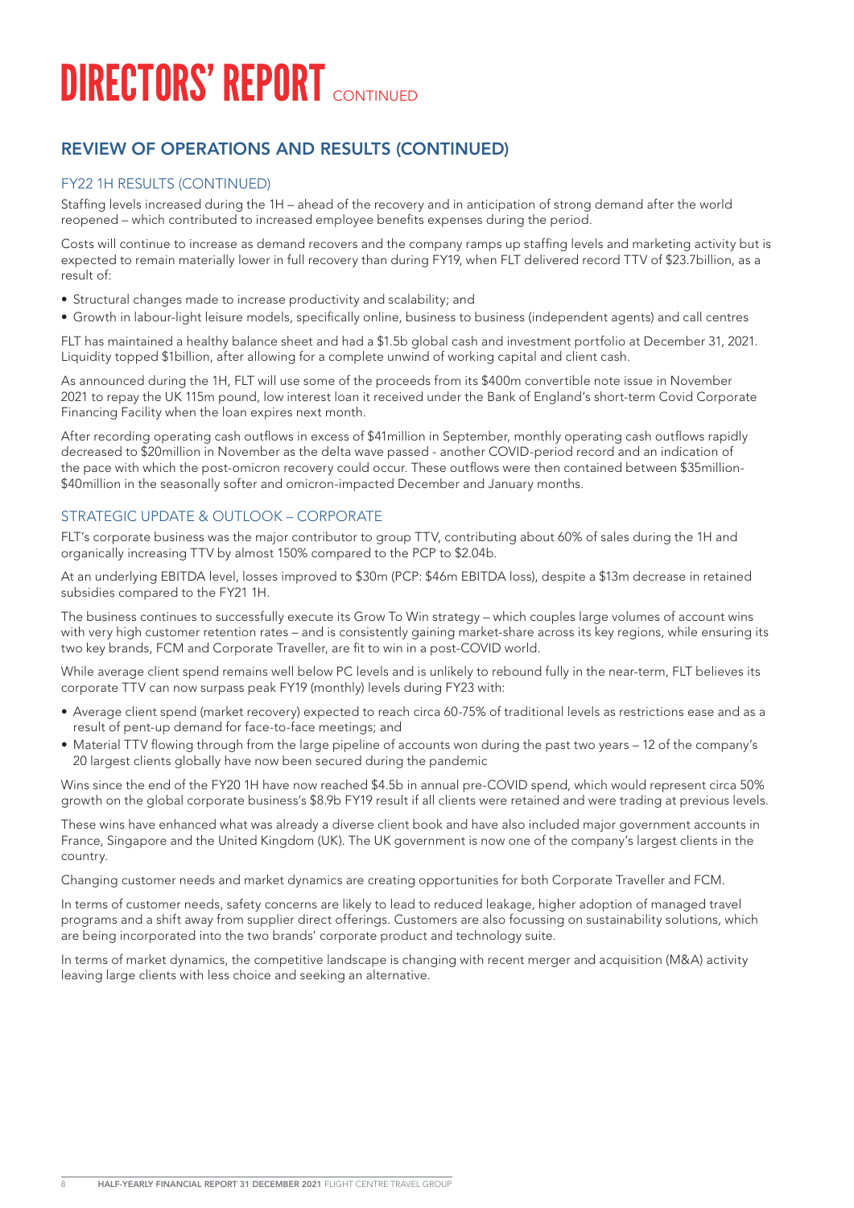# DIRECTORS' REPORT CONTINUED

## REVIEW OF OPERATIONS AND RESULTS (CONTINUED)

### FY22 1H RESULTS (CONTINUED)

Staffing levels increased during the 1H – ahead of the recovery and in anticipation of strong demand after the world reopened – which contributed to increased employee benefits expenses during the period.

Costs will continue to increase as demand recovers and the company ramps up staffing levels and marketing activity but is expected to remain materially lower in full recovery than during FY19, when FLT delivered record TTV of $23.7billion, as a result of:

- Structural changes made to increase productivity and scalability; and
- Growth in labour-light leisure models, specifically online, business to business (independent agents) and call centres

FLT has maintained a healthy balance sheet and had a $1.5b global cash and investment portfolio at December 31, 2021. Liquidity topped $1billion, after allowing for a complete unwind of working capital and client cash.

As announced during the 1H, FLT will use some of the proceeds from its $400m convertible note issue in November 2021 to repay the UK 115m pound, low interest loan it received under the Bank of England's short-term Covid Corporate Financing Facility when the loan expires next month.

After recording operating cash outflows in excess of $41million in September, monthly operating cash outflows rapidly decreased to $20million in November as the delta wave passed - another COVID-period record and an indication of the pace with which the post-omicron recovery could occur. These outflows were then contained between $35million-$40million in the seasonally softer and omicron-impacted December and January months.

### STRATEGIC UPDATE & OUTLOOK – CORPORATE

FLT's corporate business was the major contributor to group TTV, contributing about 60% of sales during the 1H and organically increasing TTV by almost 150% compared to the PCP to $2.04b.

At an underlying EBITDA level, losses improved to $30m (PCP: $46m EBITDA loss), despite a $13m decrease in retained subsidies compared to the FY21 1H.

The business continues to successfully execute its Grow To Win strategy – which couples large volumes of account wins with very high customer retention rates – and is consistently gaining market-share across its key regions, while ensuring its two key brands, FCM and Corporate Traveller, are fit to win in a post-COVID world.

While average client spend remains well below PC levels and is unlikely to rebound fully in the near-term, FLT believes its corporate TTV can now surpass peak FY19 (monthly) levels during FY23 with:

- Average client spend (market recovery) expected to reach circa 60-75% of traditional levels as restrictions ease and as a result of pent-up demand for face-to-face meetings; and
- Material TTV flowing through from the large pipeline of accounts won during the past two years – 12 of the company's 20 largest clients globally have now been secured during the pandemic

Wins since the end of the FY20 1H have now reached $4.5b in annual pre-COVID spend, which would represent circa 50% growth on the global corporate business's $8.9b FY19 result if all clients were retained and were trading at previous levels.

These wins have enhanced what was already a diverse client book and have also included major government accounts in France, Singapore and the United Kingdom (UK). The UK government is now one of the company's largest clients in the country.

Changing customer needs and market dynamics are creating opportunities for both Corporate Traveller and FCM.

In terms of customer needs, safety concerns are likely to lead to reduced leakage, higher adoption of managed travel programs and a shift away from supplier direct offerings. Customers are also focussing on sustainability solutions, which are being incorporated into the two brands' corporate product and technology suite.

In terms of market dynamics, the competitive landscape is changing with recent merger and acquisition (M&A) activity leaving large clients with less choice and seeking an alternative.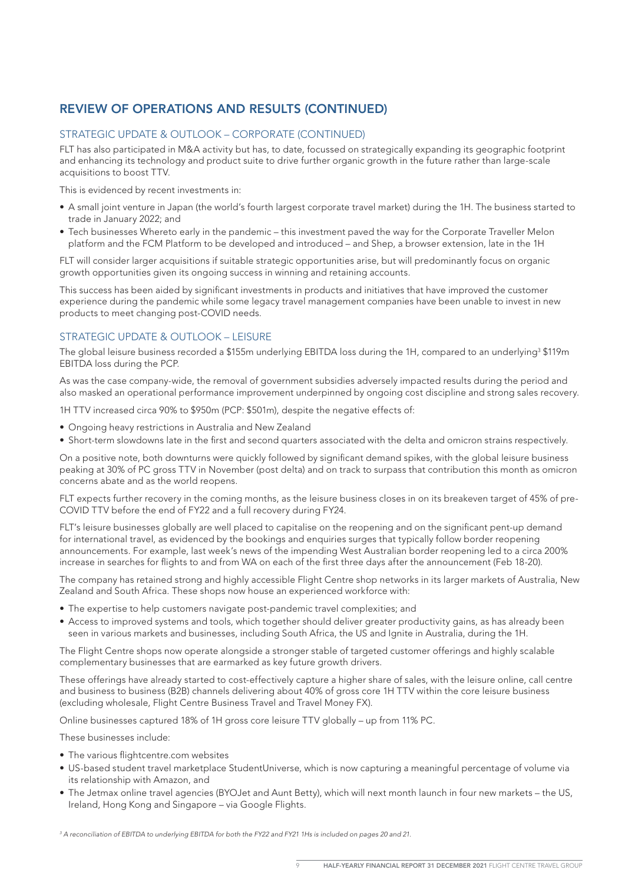## REVIEW OF OPERATIONS AND RESULTS (CONTINUED)

### STRATEGIC UPDATE & OUTLOOK – CORPORATE (CONTINUED)

FLT has also participated in M&A activity but has, to date, focussed on strategically expanding its geographic footprint and enhancing its technology and product suite to drive further organic growth in the future rather than large-scale acquisitions to boost TTV.

This is evidenced by recent investments in:

- A small joint venture in Japan (the world's fourth largest corporate travel market) during the 1H. The business started to trade in January 2022; and
- Tech businesses Whereto early in the pandemic – this investment paved the way for the Corporate Traveller Melon platform and the FCM Platform to be developed and introduced – and Shep, a browser extension, late in the 1H

FLT will consider larger acquisitions if suitable strategic opportunities arise, but will predominantly focus on organic growth opportunities given its ongoing success in winning and retaining accounts.

This success has been aided by significant investments in products and initiatives that have improved the customer experience during the pandemic while some legacy travel management companies have been unable to invest in new products to meet changing post-COVID needs.

### STRATEGIC UPDATE & OUTLOOK – LEISURE

The global leisure business recorded a $155m underlying EBITDA loss during the 1H, compared to an underlying[3] $119m EBITDA loss during the PCP.

As was the case company-wide, the removal of government subsidies adversely impacted results during the period and also masked an operational performance improvement underpinned by ongoing cost discipline and strong sales recovery.

1H TTV increased circa 90% to $950m (PCP: $501m), despite the negative effects of:

- Ongoing heavy restrictions in Australia and New Zealand
- Short-term slowdowns late in the first and second quarters associated with the delta and omicron strains respectively.

On a positive note, both downturns were quickly followed by significant demand spikes, with the global leisure business peaking at 30% of PC gross TTV in November (post delta) and on track to surpass that contribution this month as omicron concerns abate and as the world reopens.

FLT expects further recovery in the coming months, as the leisure business closes in on its breakeven target of 45% of pre-COVID TTV before the end of FY22 and a full recovery during FY24.

FLT's leisure businesses globally are well placed to capitalise on the reopening and on the significant pent-up demand for international travel, as evidenced by the bookings and enquiries surges that typically follow border reopening announcements. For example, last week's news of the impending West Australian border reopening led to a circa 200% increase in searches for flights to and from WA on each of the first three days after the announcement (Feb 18-20).

The company has retained strong and highly accessible Flight Centre shop networks in its larger markets of Australia, New Zealand and South Africa. These shops now house an experienced workforce with:

- The expertise to help customers navigate post-pandemic travel complexities; and
- Access to improved systems and tools, which together should deliver greater productivity gains, as has already been seen in various markets and businesses, including South Africa, the US and Ignite in Australia, during the 1H.

The Flight Centre shops now operate alongside a stronger stable of targeted customer offerings and highly scalable complementary businesses that are earmarked as key future growth drivers.

These offerings have already started to cost-effectively capture a higher share of sales, with the leisure online, call centre and business to business (B2B) channels delivering about 40% of gross core 1H TTV within the core leisure business (excluding wholesale, Flight Centre Business Travel and Travel Money FX).

Online businesses captured 18% of 1H gross core leisure TTV globally – up from 11% PC.

These businesses include:

- The various flightcentre.com websites
- US-based student travel marketplace StudentUniverse, which is now capturing a meaningful percentage of volume via its relationship with Amazon, and
- The Jetmax online travel agencies (BYOJet and Aunt Betty), which will next month launch in four new markets – the US, Ireland, Hong Kong and Singapore – via Google Flights.

[3] *A reconciliation of EBITDA to underlying EBITDA for both the FY22 and FY21 1Hs is included on pages 20 and 21.*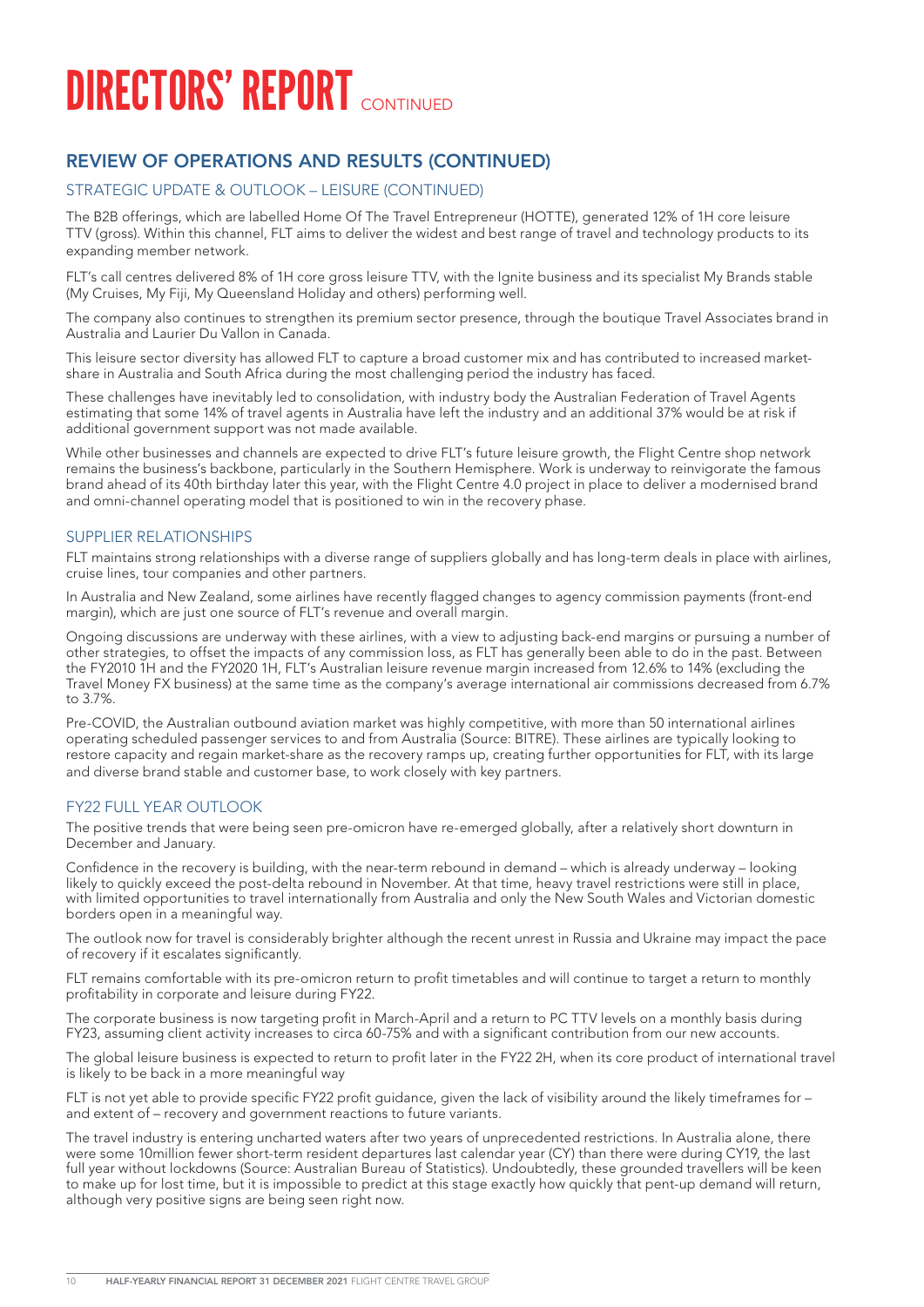# DIRECTORS' REPORT CONTINUED

## REVIEW OF OPERATIONS AND RESULTS (CONTINUED)

### STRATEGIC UPDATE & OUTLOOK – LEISURE (CONTINUED)

The B2B offerings, which are labelled Home Of The Travel Entrepreneur (HOTTE), generated 12% of 1H core leisure TTV (gross). Within this channel, FLT aims to deliver the widest and best range of travel and technology products to its expanding member network.

FLT's call centres delivered 8% of 1H core gross leisure TTV, with the Ignite business and its specialist My Brands stable (My Cruises, My Fiji, My Queensland Holiday and others) performing well.

The company also continues to strengthen its premium sector presence, through the boutique Travel Associates brand in Australia and Laurier Du Vallon in Canada.

This leisure sector diversity has allowed FLT to capture a broad customer mix and has contributed to increased market-share in Australia and South Africa during the most challenging period the industry has faced.

These challenges have inevitably led to consolidation, with industry body the Australian Federation of Travel Agents estimating that some 14% of travel agents in Australia have left the industry and an additional 37% would be at risk if additional government support was not made available.

While other businesses and channels are expected to drive FLT's future leisure growth, the Flight Centre shop network remains the business's backbone, particularly in the Southern Hemisphere. Work is underway to reinvigorate the famous brand ahead of its 40th birthday later this year, with the Flight Centre 4.0 project in place to deliver a modernised brand and omni-channel operating model that is positioned to win in the recovery phase.

### SUPPLIER RELATIONSHIPS

FLT maintains strong relationships with a diverse range of suppliers globally and has long-term deals in place with airlines, cruise lines, tour companies and other partners.

In Australia and New Zealand, some airlines have recently flagged changes to agency commission payments (front-end margin), which are just one source of FLT's revenue and overall margin.

Ongoing discussions are underway with these airlines, with a view to adjusting back-end margins or pursuing a number of other strategies, to offset the impacts of any commission loss, as FLT has generally been able to do in the past. Between the FY2010 1H and the FY2020 1H, FLT's Australian leisure revenue margin increased from 12.6% to 14% (excluding the Travel Money FX business) at the same time as the company's average international air commissions decreased from 6.7% to 3.7%.

Pre-COVID, the Australian outbound aviation market was highly competitive, with more than 50 international airlines operating scheduled passenger services to and from Australia (Source: BITRE). These airlines are typically looking to restore capacity and regain market-share as the recovery ramps up, creating further opportunities for FLT, with its large and diverse brand stable and customer base, to work closely with key partners.

### FY22 FULL YEAR OUTLOOK

The positive trends that were being seen pre-omicron have re-emerged globally, after a relatively short downturn in December and January.

Confidence in the recovery is building, with the near-term rebound in demand – which is already underway – looking likely to quickly exceed the post-delta rebound in November. At that time, heavy travel restrictions were still in place, with limited opportunities to travel internationally from Australia and only the New South Wales and Victorian domestic borders open in a meaningful way.

The outlook now for travel is considerably brighter although the recent unrest in Russia and Ukraine may impact the pace of recovery if it escalates significantly.

FLT remains comfortable with its pre-omicron return to profit timetables and will continue to target a return to monthly profitability in corporate and leisure during FY22.

The corporate business is now targeting profit in March-April and a return to PC TTV levels on a monthly basis during FY23, assuming client activity increases to circa 60-75% and with a significant contribution from our new accounts.

The global leisure business is expected to return to profit later in the FY22 2H, when its core product of international travel is likely to be back in a more meaningful way

FLT is not yet able to provide specific FY22 profit guidance, given the lack of visibility around the likely timeframes for – and extent of – recovery and government reactions to future variants.

The travel industry is entering uncharted waters after two years of unprecedented restrictions. In Australia alone, there were some 10million fewer short-term resident departures last calendar year (CY) than there were during CY19, the last full year without lockdowns (Source: Australian Bureau of Statistics). Undoubtedly, these grounded travellers will be keen to make up for lost time, but it is impossible to predict at this stage exactly how quickly that pent-up demand will return, although very positive signs are being seen right now.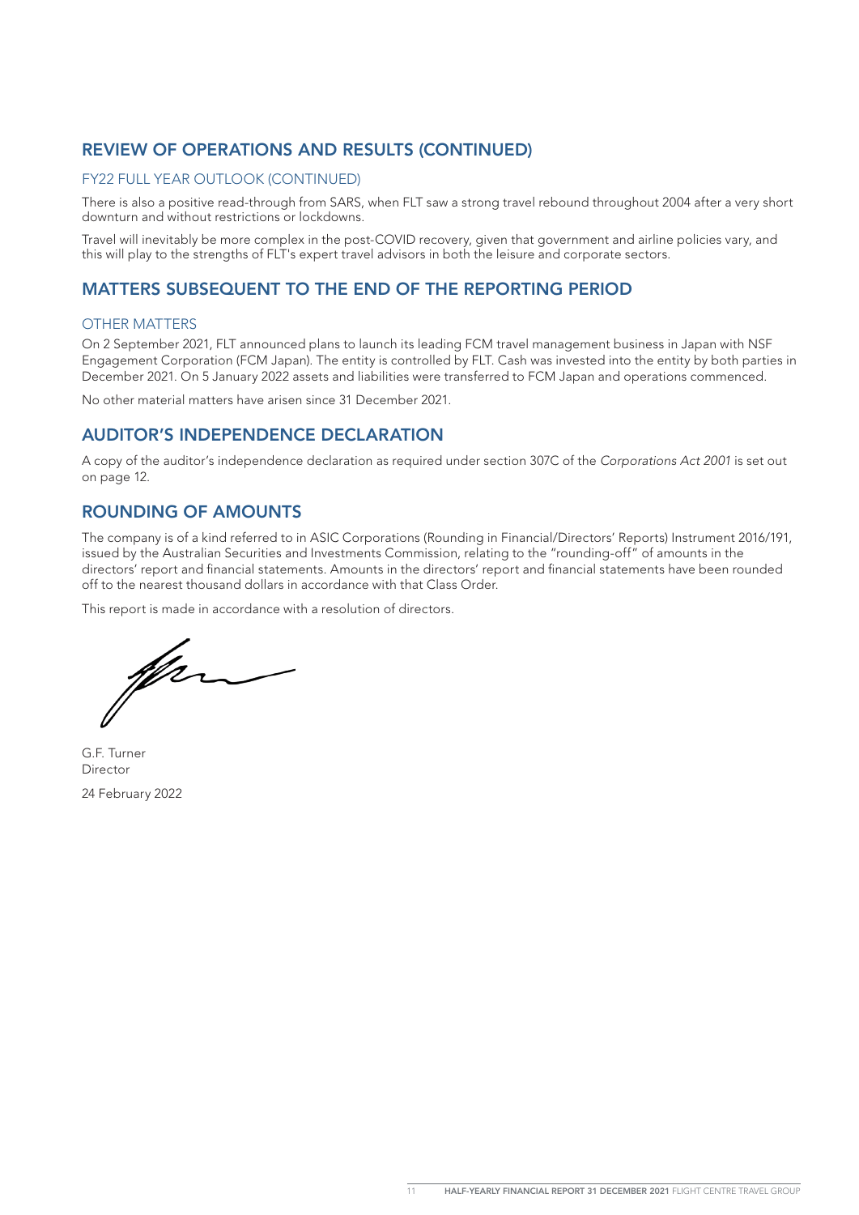## REVIEW OF OPERATIONS AND RESULTS (CONTINUED)

### FY22 FULL YEAR OUTLOOK (CONTINUED)

There is also a positive read-through from SARS, when FLT saw a strong travel rebound throughout 2004 after a very short downturn and without restrictions or lockdowns.

Travel will inevitably be more complex in the post-COVID recovery, given that government and airline policies vary, and this will play to the strengths of FLT's expert travel advisors in both the leisure and corporate sectors.

## MATTERS SUBSEQUENT TO THE END OF THE REPORTING PERIOD

### OTHER MATTERS

On 2 September 2021, FLT announced plans to launch its leading FCM travel management business in Japan with NSF Engagement Corporation (FCM Japan). The entity is controlled by FLT. Cash was invested into the entity by both parties in December 2021. On 5 January 2022 assets and liabilities were transferred to FCM Japan and operations commenced.

No other material matters have arisen since 31 December 2021.

## AUDITOR'S INDEPENDENCE DECLARATION

A copy of the auditor's independence declaration as required under section 307C of the *Corporations Act 2001* is set out on page 12.

## ROUNDING OF AMOUNTS

The company is of a kind referred to in ASIC Corporations (Rounding in Financial/Directors' Reports) Instrument 2016/191, issued by the Australian Securities and Investments Commission, relating to the "rounding-off" of amounts in the directors' report and financial statements. Amounts in the directors' report and financial statements have been rounded off to the nearest thousand dollars in accordance with that Class Order.

This report is made in accordance with a resolution of directors.

G.F. Turner
Director

24 February 2022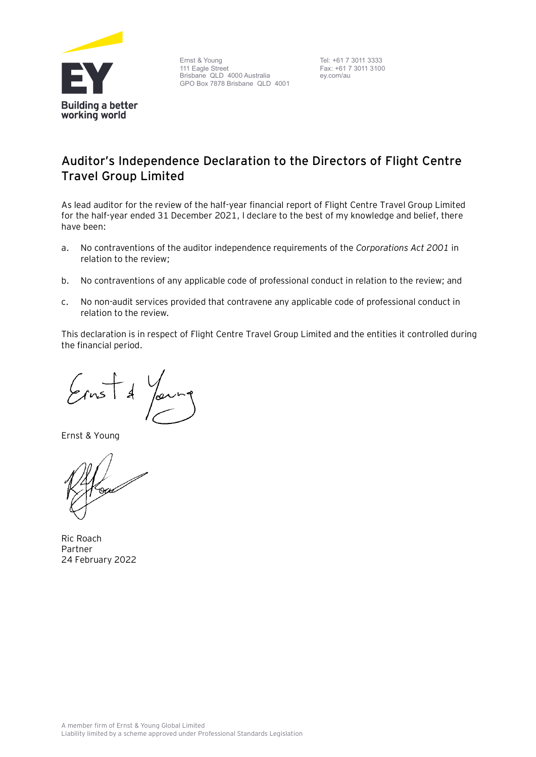Ernst & Young
111 Eagle Street
Brisbane QLD 4000 Australia
GPO Box 7878 Brisbane QLD 4001

Tel: +61 7 3011 3333
Fax: +61 7 3011 3100
ey.com/au

## Auditor's Independence Declaration to the Directors of Flight Centre Travel Group Limited

As lead auditor for the review of the half-year financial report of Flight Centre Travel Group Limited for the half-year ended 31 December 2021, I declare to the best of my knowledge and belief, there have been:

a. No contraventions of the auditor independence requirements of the *Corporations Act 2001* in relation to the review;

b. No contraventions of any applicable code of professional conduct in relation to the review; and

c. No non-audit services provided that contravene any applicable code of professional conduct in relation to the review.

This declaration is in respect of Flight Centre Travel Group Limited and the entities it controlled during the financial period.

Ernst & Young

Ric Roach
Partner
24 February 2022

A member firm of Ernst & Young Global Limited
Liability limited by a scheme approved under Professional Standards Legislation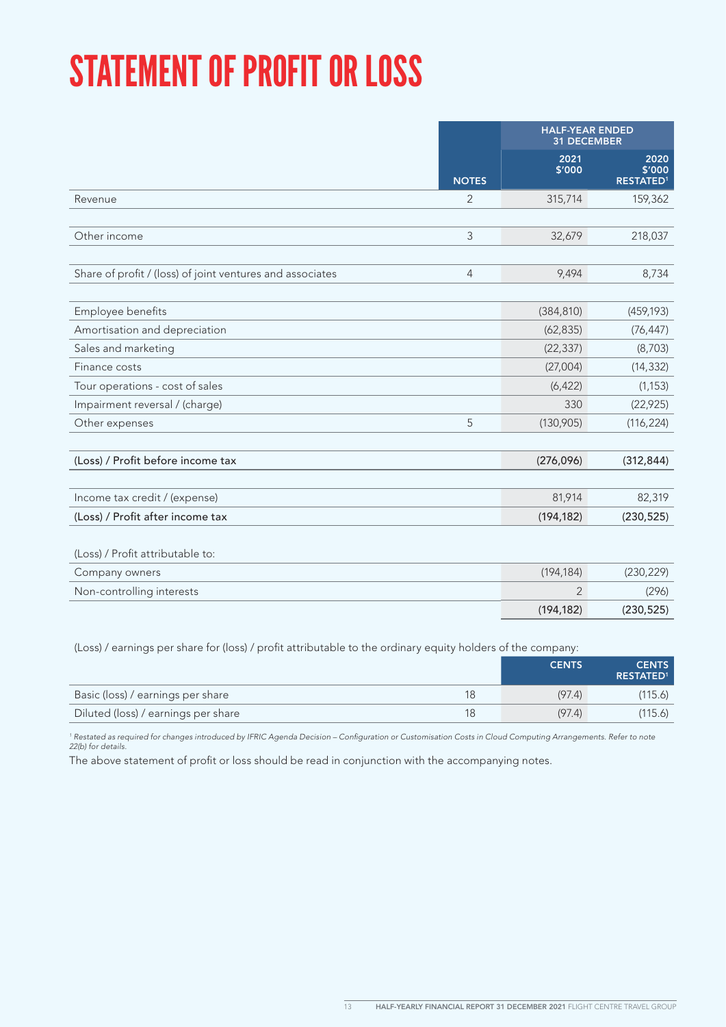# STATEMENT OF PROFIT OR LOSS

| | NOTES | HALF-YEAR ENDED 31 DECEMBER 2021 $'000 | HALF-YEAR ENDED 31 DECEMBER 2020 $'000 RESTATED[1] |
|---|---|---|---|
| Revenue | 2 | 315,714 | 159,362 |
| Other income | 3 | 32,679 | 218,037 |
| Share of profit / (loss) of joint ventures and associates | 4 | 9,494 | 8,734 |
| Employee benefits | | (384,810) | (459,193) |
| Amortisation and depreciation | | (62,835) | (76,447) |
| Sales and marketing | | (22,337) | (8,703) |
| Finance costs | | (27,004) | (14,332) |
| Tour operations - cost of sales | | (6,422) | (1,153) |
| Impairment reversal / (charge) | | 330 | (22,925) |
| Other expenses | 5 | (130,905) | (116,224) |
| **(Loss) / Profit before income tax** | | **(276,096)** | **(312,844)** |
| Income tax credit / (expense) | | 81,914 | 82,319 |
| **(Loss) / Profit after income tax** | | **(194,182)** | **(230,525)** |
| (Loss) / Profit attributable to: | | | |
| Company owners | | (194,184) | (230,229) |
| Non-controlling interests | | 2 | (296) |
| | | **(194,182)** | **(230,525)** |

(Loss) / earnings per share for (loss) / profit attributable to the ordinary equity holders of the company:

| | | CENTS | CENTS RESTATED[1] |
|---|---|---|---|
| Basic (loss) / earnings per share | 18 | (97.4) | (115.6) |
| Diluted (loss) / earnings per share | 18 | (97.4) | (115.6) |

*[1] Restated as required for changes introduced by IFRIC Agenda Decision – Configuration or Customisation Costs in Cloud Computing Arrangements. Refer to note 22(b) for details.*

The above statement of profit or loss should be read in conjunction with the accompanying notes.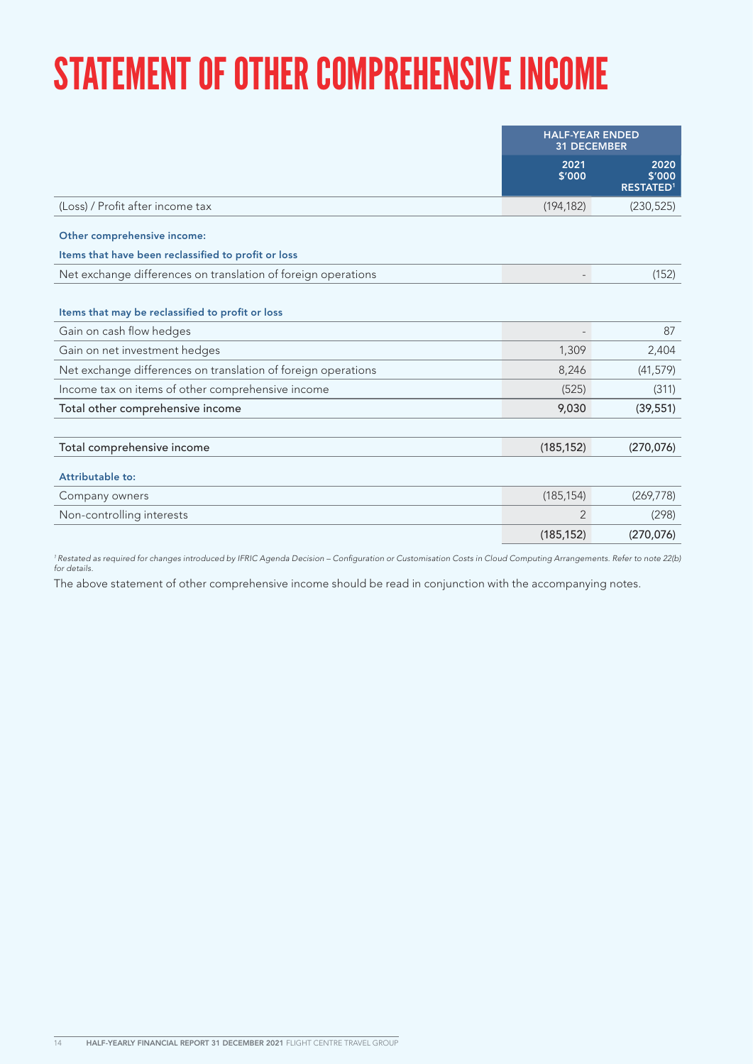# STATEMENT OF OTHER COMPREHENSIVE INCOME

| | HALF-YEAR ENDED 31 DECEMBER | |
|---|---|---|
| | 2021 $'000 | 2020 $'000 RESTATED[1] |
| (Loss) / Profit after income tax | (194,182) | (230,525) |
| **Other comprehensive income:** | | |
| **Items that have been reclassified to profit or loss** | | |
| Net exchange differences on translation of foreign operations | - | (152) |
| **Items that may be reclassified to profit or loss** | | |
| Gain on cash flow hedges | - | 87 |
| Gain on net investment hedges | 1,309 | 2,404 |
| Net exchange differences on translation of foreign operations | 8,246 | (41,579) |
| Income tax on items of other comprehensive income | (525) | (311) |
| Total other comprehensive income | 9,030 | (39,551) |
| Total comprehensive income | (185,152) | (270,076) |
| **Attributable to:** | | |
| Company owners | (185,154) | (269,778) |
| Non-controlling interests | 2 | (298) |
| | (185,152) | (270,076) |

[1] *Restated as required for changes introduced by IFRIC Agenda Decision – Configuration or Customisation Costs in Cloud Computing Arrangements. Refer to note 22(b) for details.*

The above statement of other comprehensive income should be read in conjunction with the accompanying notes.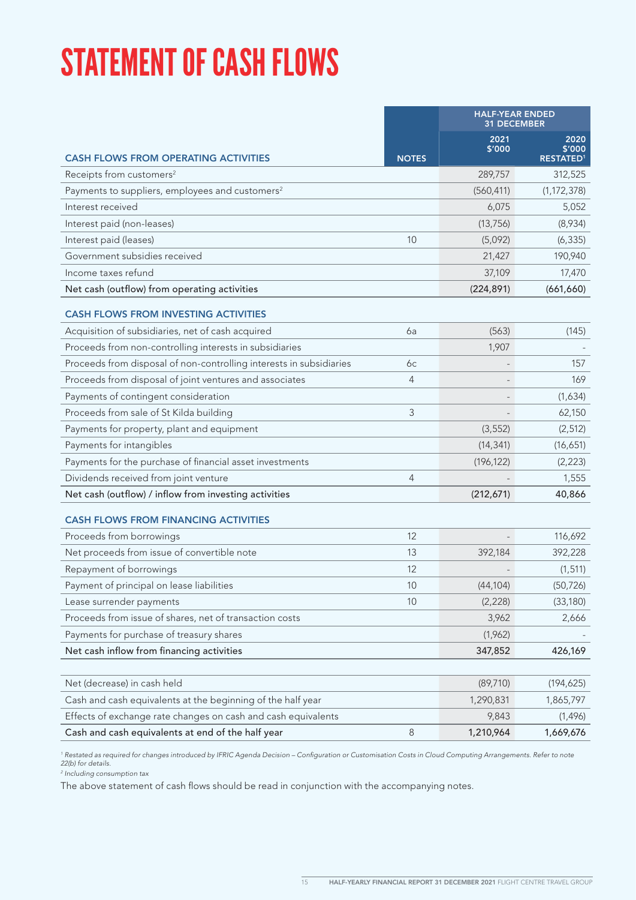# STATEMENT OF CASH FLOWS

| | | HALF-YEAR ENDED 31 DECEMBER | |
|---|---|---|---|
| **CASH FLOWS FROM OPERATING ACTIVITIES** | **NOTES** | **2021 $'000** | **2020 $'000 RESTATED[1]** |
| Receipts from customers[2] | | 289,757 | 312,525 |
| Payments to suppliers, employees and customers[2] | | (560,411) | (1,172,378) |
| Interest received | | 6,075 | 5,052 |
| Interest paid (non-leases) | | (13,756) | (8,934) |
| Interest paid (leases) | 10 | (5,092) | (6,335) |
| Government subsidies received | | 21,427 | 190,940 |
| Income taxes refund | | 37,109 | 17,470 |
| **Net cash (outflow) from operating activities** | | **(224,891)** | **(661,660)** |
| **CASH FLOWS FROM INVESTING ACTIVITIES** | | | |
| Acquisition of subsidiaries, net of cash acquired | 6a | (563) | (145) |
| Proceeds from non-controlling interests in subsidiaries | | 1,907 | - |
| Proceeds from disposal of non-controlling interests in subsidiaries | 6c | - | 157 |
| Proceeds from disposal of joint ventures and associates | 4 | - | 169 |
| Payments of contingent consideration | | - | (1,634) |
| Proceeds from sale of St Kilda building | 3 | - | 62,150 |
| Payments for property, plant and equipment | | (3,552) | (2,512) |
| Payments for intangibles | | (14,341) | (16,651) |
| Payments for the purchase of financial asset investments | | (196,122) | (2,223) |
| Dividends received from joint venture | 4 | - | 1,555 |
| **Net cash (outflow) / inflow from investing activities** | | **(212,671)** | **40,866** |
| **CASH FLOWS FROM FINANCING ACTIVITIES** | | | |
| Proceeds from borrowings | 12 | - | 116,692 |
| Net proceeds from issue of convertible note | 13 | 392,184 | 392,228 |
| Repayment of borrowings | 12 | - | (1,511) |
| Payment of principal on lease liabilities | 10 | (44,104) | (50,726) |
| Lease surrender payments | 10 | (2,228) | (33,180) |
| Proceeds from issue of shares, net of transaction costs | | 3,962 | 2,666 |
| Payments for purchase of treasury shares | | (1,962) | - |
| **Net cash inflow from financing activities** | | **347,852** | **426,169** |
| Net (decrease) in cash held | | (89,710) | (194,625) |
| Cash and cash equivalents at the beginning of the half year | | 1,290,831 | 1,865,797 |
| Effects of exchange rate changes on cash and cash equivalents | | 9,843 | (1,496) |
| **Cash and cash equivalents at end of the half year** | 8 | **1,210,964** | **1,669,676** |

*[1] Restated as required for changes introduced by IFRIC Agenda Decision – Configuration or Customisation Costs in Cloud Computing Arrangements. Refer to note 22(b) for details.*

*[2] Including consumption tax*

The above statement of cash flows should be read in conjunction with the accompanying notes.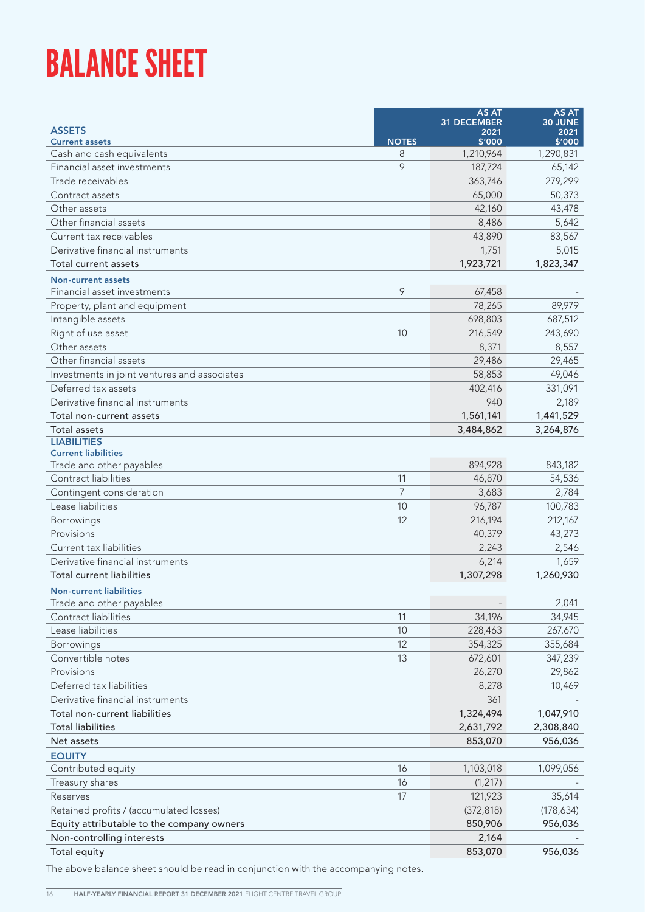# BALANCE SHEET

| ASSETS | NOTES | AS AT 31 DECEMBER 2021 $'000 | AS AT 30 JUNE 2021 $'000 |
|---|---|---|---|
| **Current assets** | | | |
| Cash and cash equivalents | 8 | 1,210,964 | 1,290,831 |
| Financial asset investments | 9 | 187,724 | 65,142 |
| Trade receivables | | 363,746 | 279,299 |
| Contract assets | | 65,000 | 50,373 |
| Other assets | | 42,160 | 43,478 |
| Other financial assets | | 8,486 | 5,642 |
| Current tax receivables | | 43,890 | 83,567 |
| Derivative financial instruments | | 1,751 | 5,015 |
| Total current assets | | 1,923,721 | 1,823,347 |
| **Non-current assets** | | | |
| Financial asset investments | 9 | 67,458 | - |
| Property, plant and equipment | | 78,265 | 89,979 |
| Intangible assets | | 698,803 | 687,512 |
| Right of use asset | 10 | 216,549 | 243,690 |
| Other assets | | 8,371 | 8,557 |
| Other financial assets | | 29,486 | 29,465 |
| Investments in joint ventures and associates | | 58,853 | 49,046 |
| Deferred tax assets | | 402,416 | 331,091 |
| Derivative financial instruments | | 940 | 2,189 |
| Total non-current assets | | 1,561,141 | 1,441,529 |
| Total assets | | 3,484,862 | 3,264,876 |
| **LIABILITIES** | | | |
| **Current liabilities** | | | |
| Trade and other payables | | 894,928 | 843,182 |
| Contract liabilities | 11 | 46,870 | 54,536 |
| Contingent consideration | 7 | 3,683 | 2,784 |
| Lease liabilities | 10 | 96,787 | 100,783 |
| Borrowings | 12 | 216,194 | 212,167 |
| Provisions | | 40,379 | 43,273 |
| Current tax liabilities | | 2,243 | 2,546 |
| Derivative financial instruments | | 6,214 | 1,659 |
| Total current liabilities | | 1,307,298 | 1,260,930 |
| **Non-current liabilities** | | | |
| Trade and other payables | | - | 2,041 |
| Contract liabilities | 11 | 34,196 | 34,945 |
| Lease liabilities | 10 | 228,463 | 267,670 |
| Borrowings | 12 | 354,325 | 355,684 |
| Convertible notes | 13 | 672,601 | 347,239 |
| Provisions | | 26,270 | 29,862 |
| Deferred tax liabilities | | 8,278 | 10,469 |
| Derivative financial instruments | | 361 | - |
| Total non-current liabilities | | 1,324,494 | 1,047,910 |
| Total liabilities | | 2,631,792 | 2,308,840 |
| Net assets | | 853,070 | 956,036 |
| **EQUITY** | | | |
| Contributed equity | 16 | 1,103,018 | 1,099,056 |
| Treasury shares | 16 | (1,217) | - |
| Reserves | 17 | 121,923 | 35,614 |
| Retained profits / (accumulated losses) | | (372,818) | (178,634) |
| Equity attributable to the company owners | | 850,906 | 956,036 |
| Non-controlling interests | | 2,164 | - |
| Total equity | | 853,070 | 956,036 |

The above balance sheet should be read in conjunction with the accompanying notes.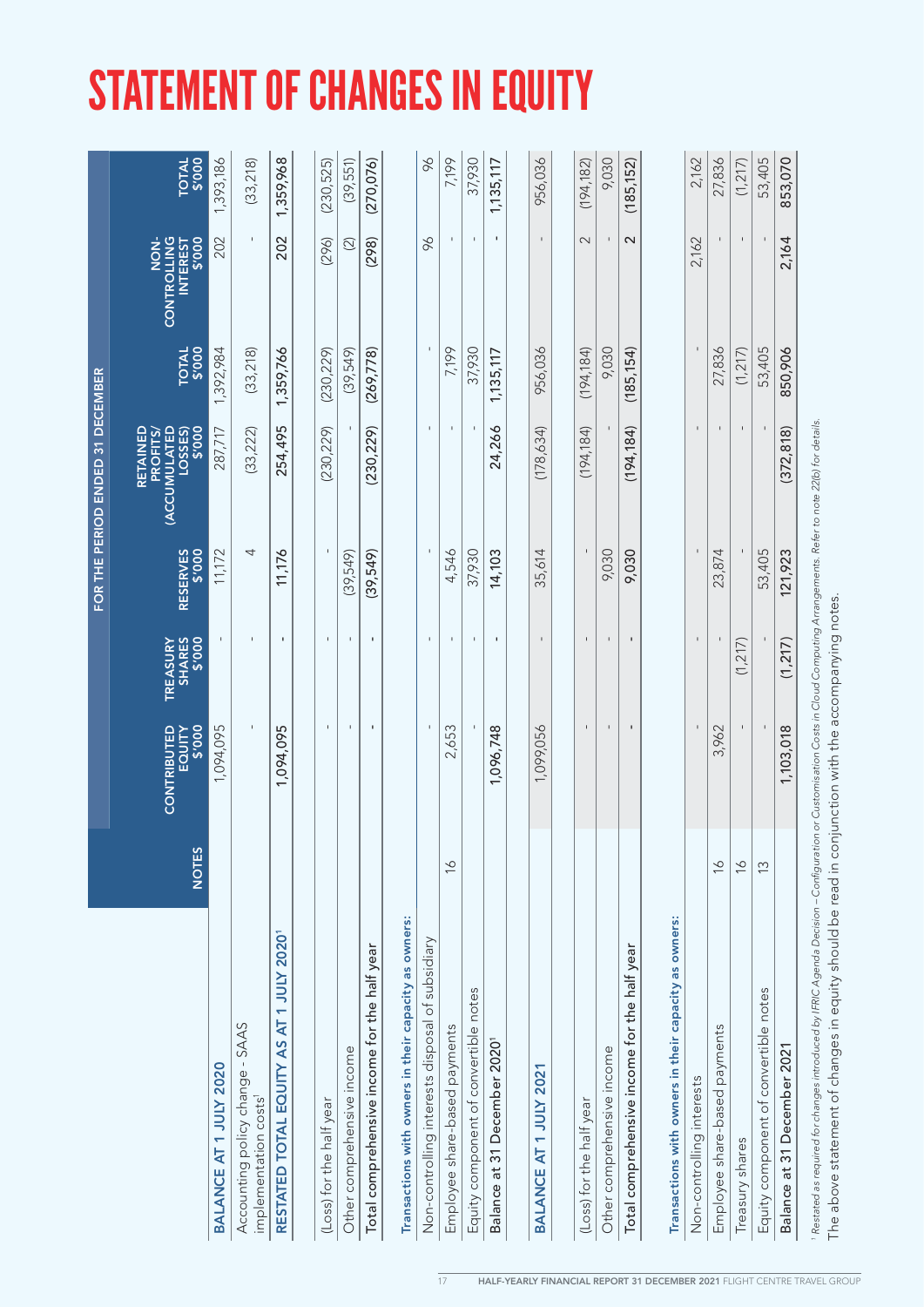# STATEMENT OF CHANGES IN EQUITY

| | NOTES | CONTRIBUTED EQUITY $'000 | TREASURY SHARES $'000 | RESERVES $'000 | RETAINED PROFITS/ (ACCUMULATED LOSSES) $'000 | TOTAL $'000 | NON-CONTROLLING INTEREST $'000 | TOTAL $'000 |
|---|---|---|---|---|---|---|---|---|
| | FOR THE PERIOD ENDED 31 DECEMBER | | | | | | | |
| **BALANCE AT 1 JULY 2020** | | 1,094,095 | - | 11,172 | 287,717 | 1,392,984 | 202 | 1,393,186 |
| Accounting policy change - SAAS implementation costs[1] | | - | - | 4 | (33,222) | (33,218) | - | (33,218) |
| **RESTATED TOTAL EQUITY AS AT 1 JULY 2020[1]** | | **1,094,095** | **-** | **11,176** | **254,495** | **1,359,766** | **202** | **1,359,968** |
| (Loss) for the half year | | - | - | - | (230,229) | (230,229) | (296) | (230,525) |
| Other comprehensive income | | - | - | (39,549) | - | (39,549) | (2) | (39,551) |
| **Total comprehensive income for the half year** | | **-** | **-** | **(39,549)** | **(230,229)** | **(269,778)** | **(298)** | **(270,076)** |
| **Transactions with owners in their capacity as owners:** | | | | | | | | |
| Non-controlling interests disposal of subsidiary | | - | - | - | - | - | 96 | 96 |
| Employee share-based payments | 16 | 2,653 | - | 4,546 | - | 7,199 | - | 7,199 |
| Equity component of convertible notes | | - | - | 37,930 | - | 37,930 | - | 37,930 |
| **Balance at 31 December 2020[1]** | | **1,096,748** | **-** | **14,103** | **24,266** | **1,135,117** | **-** | **1,135,117** |
| **BALANCE AT 1 JULY 2021** | | 1,099,056 | - | 35,614 | (178,634) | 956,036 | - | 956,036 |
| (Loss) for the half year | | - | - | - | (194,184) | (194,184) | 2 | (194,182) |
| Other comprehensive income | | - | - | 9,030 | - | 9,030 | - | 9,030 |
| **Total comprehensive income for the half year** | | **-** | **-** | **9,030** | **(194,184)** | **(185,154)** | **2** | **(185,152)** |
| **Transactions with owners in their capacity as owners:** | | | | | | | | |
| Non-controlling interests | | - | - | - | - | - | 2,162 | 2,162 |
| Employee share-based payments | 16 | 3,962 | - | 23,874 | - | 27,836 | - | 27,836 |
| Treasury shares | 16 | - | (1,217) | - | - | (1,217) | - | (1,217) |
| Equity component of convertible notes | 13 | - | - | 53,405 | - | 53,405 | - | 53,405 |
| **Balance at 31 December 2021** | | **1,103,018** | **(1,217)** | **121,923** | **(372,818)** | **850,906** | **2,164** | **853,070** |

[1] *Restated as required for changes introduced by IFRIC Agenda Decision – Configuration or Customisation Costs in Cloud Computing Arrangements. Refer to note 22(b) for details.*

The above statement of changes in equity should be read in conjunction with the accompanying notes.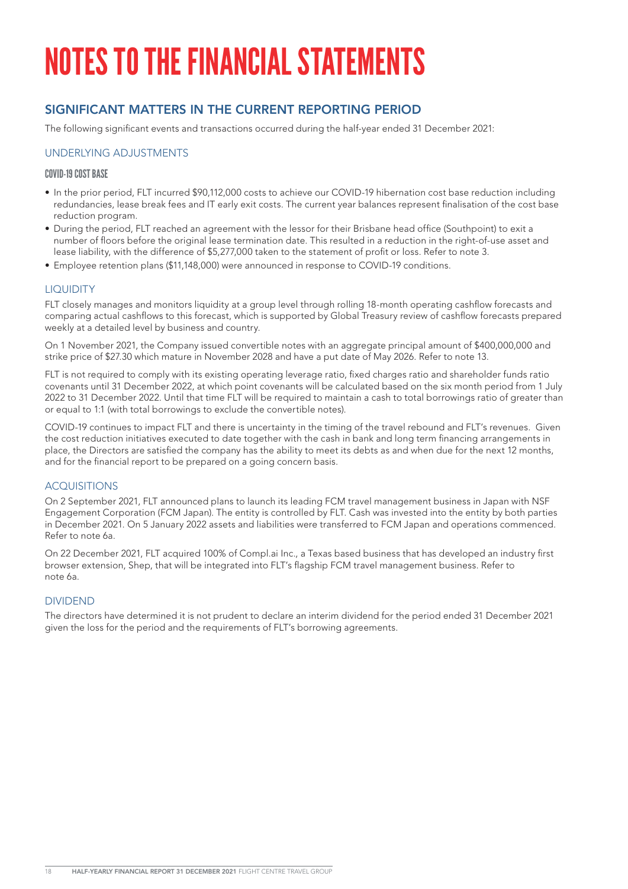# NOTES TO THE FINANCIAL STATEMENTS

## SIGNIFICANT MATTERS IN THE CURRENT REPORTING PERIOD

The following significant events and transactions occurred during the half-year ended 31 December 2021:

### UNDERLYING ADJUSTMENTS

#### COVID-19 COST BASE

- In the prior period, FLT incurred $90,112,000 costs to achieve our COVID-19 hibernation cost base reduction including redundancies, lease break fees and IT early exit costs. The current year balances represent finalisation of the cost base reduction program.
- During the period, FLT reached an agreement with the lessor for their Brisbane head office (Southpoint) to exit a number of floors before the original lease termination date. This resulted in a reduction in the right-of-use asset and lease liability, with the difference of $5,277,000 taken to the statement of profit or loss. Refer to note 3.
- Employee retention plans ($11,148,000) were announced in response to COVID-19 conditions.

### LIQUIDITY

FLT closely manages and monitors liquidity at a group level through rolling 18-month operating cashflow forecasts and comparing actual cashflows to this forecast, which is supported by Global Treasury review of cashflow forecasts prepared weekly at a detailed level by business and country.

On 1 November 2021, the Company issued convertible notes with an aggregate principal amount of $400,000,000 and strike price of $27.30 which mature in November 2028 and have a put date of May 2026. Refer to note 13.

FLT is not required to comply with its existing operating leverage ratio, fixed charges ratio and shareholder funds ratio covenants until 31 December 2022, at which point covenants will be calculated based on the six month period from 1 July 2022 to 31 December 2022. Until that time FLT will be required to maintain a cash to total borrowings ratio of greater than or equal to 1:1 (with total borrowings to exclude the convertible notes).

COVID-19 continues to impact FLT and there is uncertainty in the timing of the travel rebound and FLT's revenues. Given the cost reduction initiatives executed to date together with the cash in bank and long term financing arrangements in place, the Directors are satisfied the company has the ability to meet its debts as and when due for the next 12 months, and for the financial report to be prepared on a going concern basis.

### ACQUISITIONS

On 2 September 2021, FLT announced plans to launch its leading FCM travel management business in Japan with NSF Engagement Corporation (FCM Japan). The entity is controlled by FLT. Cash was invested into the entity by both parties in December 2021. On 5 January 2022 assets and liabilities were transferred to FCM Japan and operations commenced. Refer to note 6a.

On 22 December 2021, FLT acquired 100% of Compl.ai Inc., a Texas based business that has developed an industry first browser extension, Shep, that will be integrated into FLT's flagship FCM travel management business. Refer to note 6a.

### DIVIDEND

The directors have determined it is not prudent to declare an interim dividend for the period ended 31 December 2021 given the loss for the period and the requirements of FLT's borrowing agreements.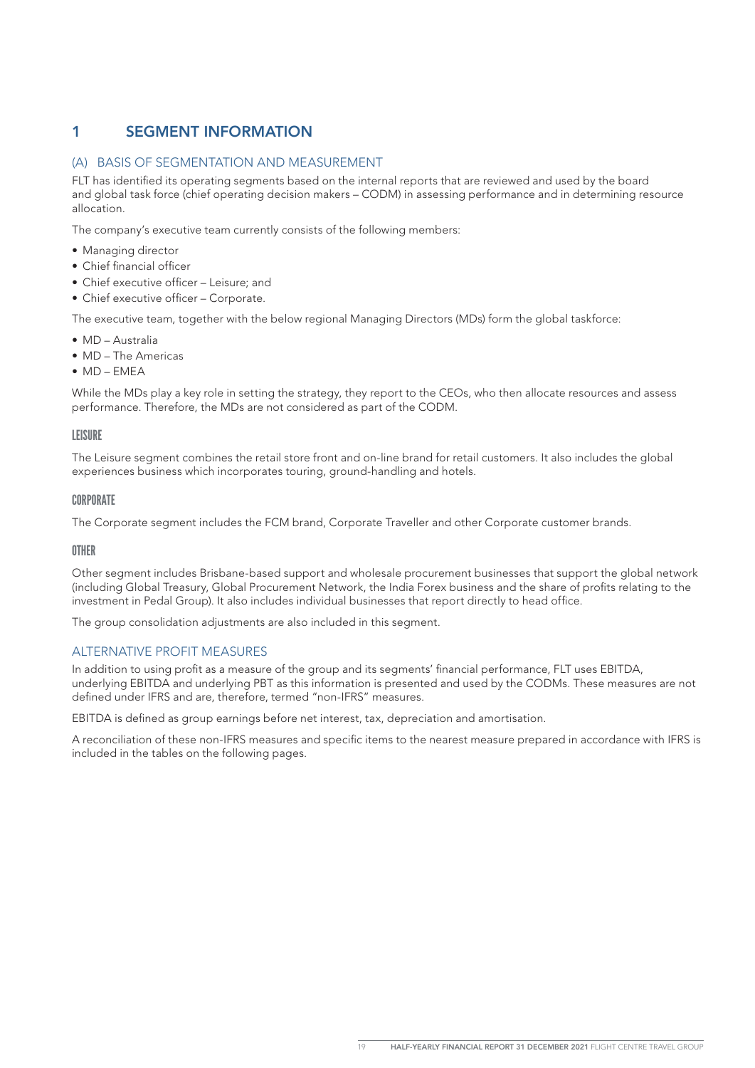# 1 SEGMENT INFORMATION

## (A) BASIS OF SEGMENTATION AND MEASUREMENT

FLT has identified its operating segments based on the internal reports that are reviewed and used by the board and global task force (chief operating decision makers – CODM) in assessing performance and in determining resource allocation.

The company's executive team currently consists of the following members:

- Managing director
- Chief financial officer
- Chief executive officer – Leisure; and
- Chief executive officer – Corporate.

The executive team, together with the below regional Managing Directors (MDs) form the global taskforce:

- MD – Australia
- MD – The Americas
- MD – EMEA

While the MDs play a key role in setting the strategy, they report to the CEOs, who then allocate resources and assess performance. Therefore, the MDs are not considered as part of the CODM.

### LEISURE

The Leisure segment combines the retail store front and on-line brand for retail customers. It also includes the global experiences business which incorporates touring, ground-handling and hotels.

### CORPORATE

The Corporate segment includes the FCM brand, Corporate Traveller and other Corporate customer brands.

### OTHER

Other segment includes Brisbane-based support and wholesale procurement businesses that support the global network (including Global Treasury, Global Procurement Network, the India Forex business and the share of profits relating to the investment in Pedal Group). It also includes individual businesses that report directly to head office.

The group consolidation adjustments are also included in this segment.

## ALTERNATIVE PROFIT MEASURES

In addition to using profit as a measure of the group and its segments' financial performance, FLT uses EBITDA, underlying EBITDA and underlying PBT as this information is presented and used by the CODMs. These measures are not defined under IFRS and are, therefore, termed "non-IFRS" measures.

EBITDA is defined as group earnings before net interest, tax, depreciation and amortisation.

A reconciliation of these non-IFRS measures and specific items to the nearest measure prepared in accordance with IFRS is included in the tables on the following pages.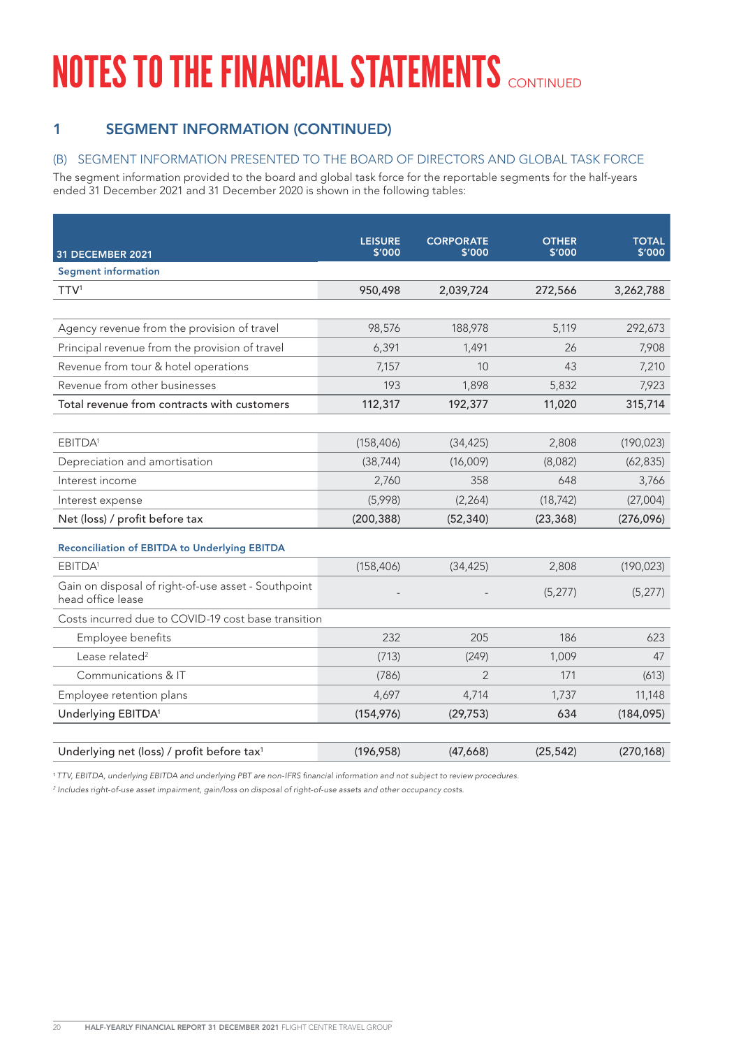# NOTES TO THE FINANCIAL STATEMENTS CONTINUED

## 1 SEGMENT INFORMATION (CONTINUED)

### (B) SEGMENT INFORMATION PRESENTED TO THE BOARD OF DIRECTORS AND GLOBAL TASK FORCE

The segment information provided to the board and global task force for the reportable segments for the half-years ended 31 December 2021 and 31 December 2020 is shown in the following tables:

| 31 DECEMBER 2021 | LEISURE $'000 | CORPORATE $'000 | OTHER $'000 | TOTAL $'000 |
|---|---|---|---|---|
| **Segment information** | | | | |
| TTV[1] | 950,498 | 2,039,724 | 272,566 | 3,262,788 |
| | | | | |
| Agency revenue from the provision of travel | 98,576 | 188,978 | 5,119 | 292,673 |
| Principal revenue from the provision of travel | 6,391 | 1,491 | 26 | 7,908 |
| Revenue from tour & hotel operations | 7,157 | 10 | 43 | 7,210 |
| Revenue from other businesses | 193 | 1,898 | 5,832 | 7,923 |
| Total revenue from contracts with customers | 112,317 | 192,377 | 11,020 | 315,714 |
| | | | | |
| EBITDA[1] | (158,406) | (34,425) | 2,808 | (190,023) |
| Depreciation and amortisation | (38,744) | (16,009) | (8,082) | (62,835) |
| Interest income | 2,760 | 358 | 648 | 3,766 |
| Interest expense | (5,998) | (2,264) | (18,742) | (27,004) |
| **Net (loss) / profit before tax** | **(200,388)** | **(52,340)** | **(23,368)** | **(276,096)** |
| **Reconciliation of EBITDA to Underlying EBITDA** | | | | |
| EBITDA[1] | (158,406) | (34,425) | 2,808 | (190,023) |
| Gain on disposal of right-of-use asset - Southpoint head office lease | - | - | (5,277) | (5,277) |
| Costs incurred due to COVID-19 cost base transition | | | | |
| Employee benefits | 232 | 205 | 186 | 623 |
| Lease related[2] | (713) | (249) | 1,009 | 47 |
| Communications & IT | (786) | 2 | 171 | (613) |
| Employee retention plans | 4,697 | 4,714 | 1,737 | 11,148 |
| Underlying EBITDA[1] | (154,976) | (29,753) | 634 | (184,095) |
| | | | | |
| Underlying net (loss) / profit before tax[1] | (196,958) | (47,668) | (25,542) | (270,168) |

*[1] TTV, EBITDA, underlying EBITDA and underlying PBT are non-IFRS financial information and not subject to review procedures.*

*[2] Includes right-of-use asset impairment, gain/loss on disposal of right-of-use assets and other occupancy costs.*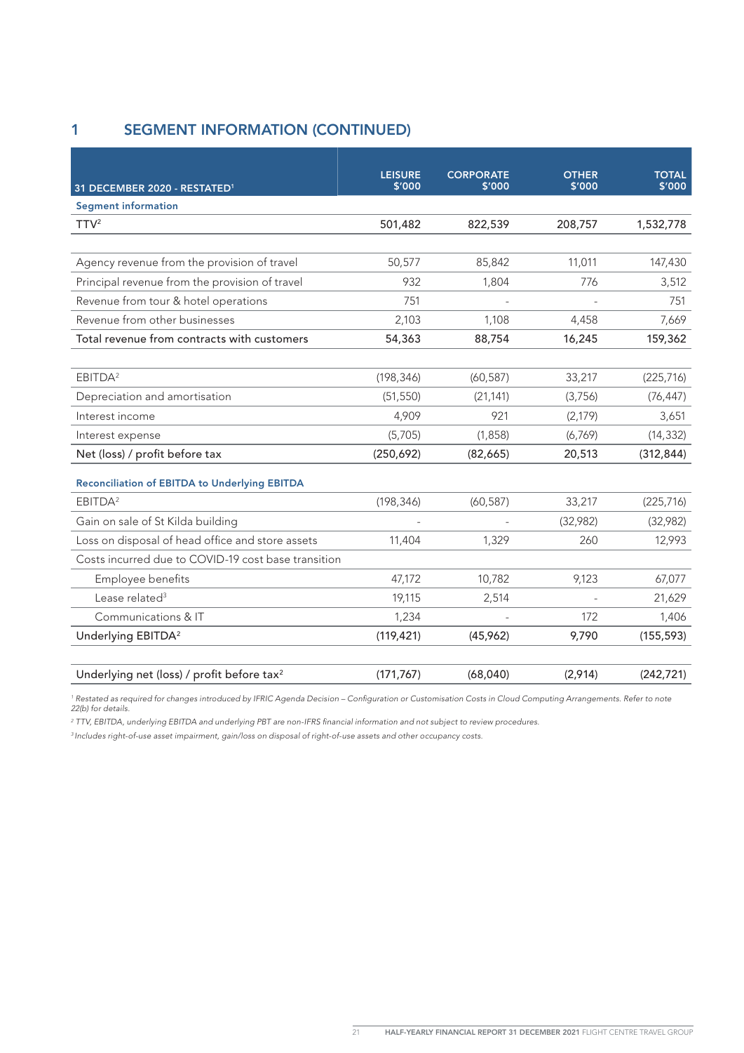## 1 SEGMENT INFORMATION (CONTINUED)

| 31 DECEMBER 2020 - RESTATED[1] | LEISURE $'000 | CORPORATE $'000 | OTHER $'000 | TOTAL $'000 |
|---|---|---|---|---|
| **Segment information** | | | | |
| TTV[2] | 501,482 | 822,539 | 208,757 | 1,532,778 |
| | | | | |
| Agency revenue from the provision of travel | 50,577 | 85,842 | 11,011 | 147,430 |
| Principal revenue from the provision of travel | 932 | 1,804 | 776 | 3,512 |
| Revenue from tour & hotel operations | 751 | - | - | 751 |
| Revenue from other businesses | 2,103 | 1,108 | 4,458 | 7,669 |
| Total revenue from contracts with customers | 54,363 | 88,754 | 16,245 | 159,362 |
| | | | | |
| EBITDA[2] | (198,346) | (60,587) | 33,217 | (225,716) |
| Depreciation and amortisation | (51,550) | (21,141) | (3,756) | (76,447) |
| Interest income | 4,909 | 921 | (2,179) | 3,651 |
| Interest expense | (5,705) | (1,858) | (6,769) | (14,332) |
| Net (loss) / profit before tax | (250,692) | (82,665) | 20,513 | (312,844) |
| **Reconciliation of EBITDA to Underlying EBITDA** | | | | |
| EBITDA[2] | (198,346) | (60,587) | 33,217 | (225,716) |
| Gain on sale of St Kilda building | - | - | (32,982) | (32,982) |
| Loss on disposal of head office and store assets | 11,404 | 1,329 | 260 | 12,993 |
| Costs incurred due to COVID-19 cost base transition | | | | |
| Employee benefits | 47,172 | 10,782 | 9,123 | 67,077 |
| Lease related[3] | 19,115 | 2,514 | - | 21,629 |
| Communications & IT | 1,234 | - | 172 | 1,406 |
| Underlying EBITDA[2] | (119,421) | (45,962) | 9,790 | (155,593) |
| | | | | |
| Underlying net (loss) / profit before tax[2] | (171,767) | (68,040) | (2,914) | (242,721) |

[1] *Restated as required for changes introduced by IFRIC Agenda Decision – Configuration or Customisation Costs in Cloud Computing Arrangements. Refer to note 22(b) for details.*

[2] *TTV, EBITDA, underlying EBITDA and underlying PBT are non-IFRS financial information and not subject to review procedures.*

[3] *Includes right-of-use asset impairment, gain/loss on disposal of right-of-use assets and other occupancy costs.*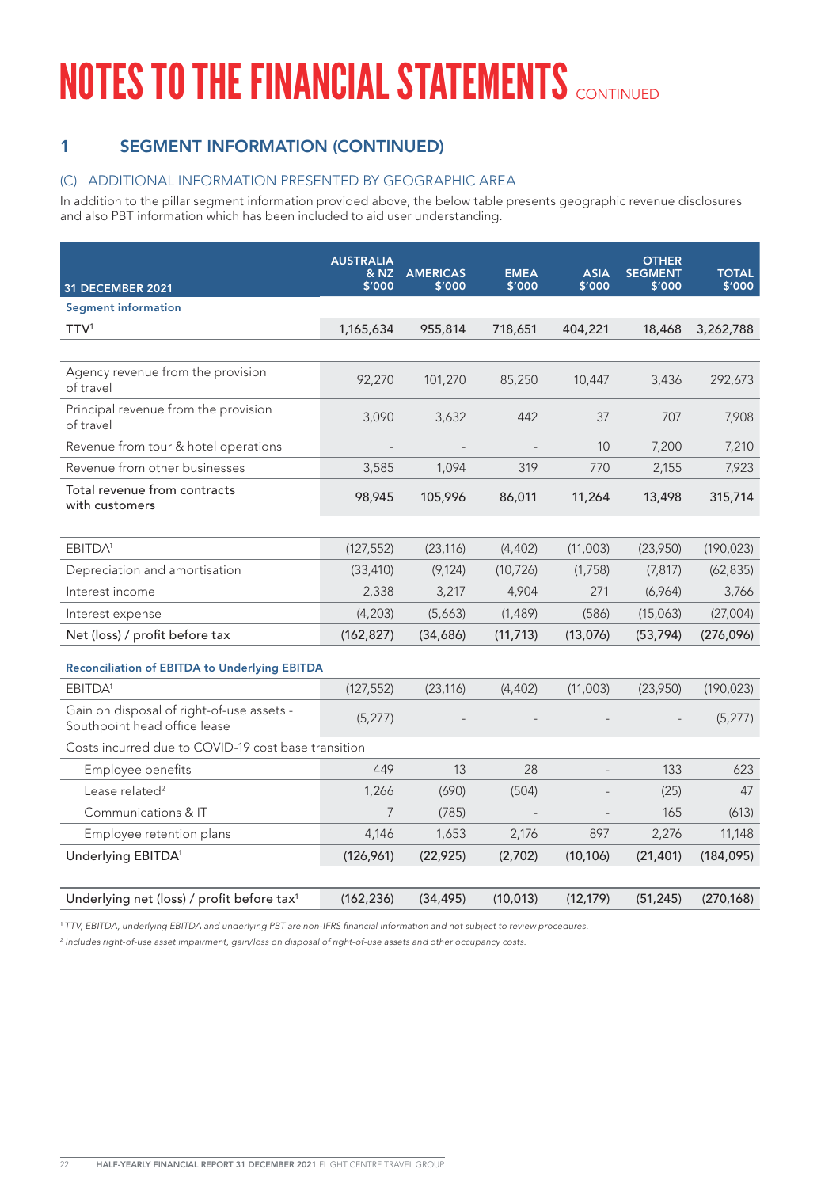# NOTES TO THE FINANCIAL STATEMENTS CONTINUED

## 1 SEGMENT INFORMATION (CONTINUED)

### (C) ADDITIONAL INFORMATION PRESENTED BY GEOGRAPHIC AREA

In addition to the pillar segment information provided above, the below table presents geographic revenue disclosures and also PBT information which has been included to aid user understanding.

| 31 DECEMBER 2021 | AUSTRALIA & NZ $'000 | AMERICAS $'000 | EMEA $'000 | ASIA $'000 | OTHER SEGMENT $'000 | TOTAL $'000 |
|---|---|---|---|---|---|---|
| **Segment information** | | | | | | |
| TTV[1] | 1,165,634 | 955,814 | 718,651 | 404,221 | 18,468 | 3,262,788 |
| | | | | | | |
| Agency revenue from the provision of travel | 92,270 | 101,270 | 85,250 | 10,447 | 3,436 | 292,673 |
| Principal revenue from the provision of travel | 3,090 | 3,632 | 442 | 37 | 707 | 7,908 |
| Revenue from tour & hotel operations | - | - | - | 10 | 7,200 | 7,210 |
| Revenue from other businesses | 3,585 | 1,094 | 319 | 770 | 2,155 | 7,923 |
| Total revenue from contracts with customers | 98,945 | 105,996 | 86,011 | 11,264 | 13,498 | 315,714 |
| | | | | | | |
| EBITDA[1] | (127,552) | (23,116) | (4,402) | (11,003) | (23,950) | (190,023) |
| Depreciation and amortisation | (33,410) | (9,124) | (10,726) | (1,758) | (7,817) | (62,835) |
| Interest income | 2,338 | 3,217 | 4,904 | 271 | (6,964) | 3,766 |
| Interest expense | (4,203) | (5,663) | (1,489) | (586) | (15,063) | (27,004) |
| Net (loss) / profit before tax | (162,827) | (34,686) | (11,713) | (13,076) | (53,794) | (276,096) |
| | | | | | | |
| **Reconciliation of EBITDA to Underlying EBITDA** | | | | | | |
| EBITDA[1] | (127,552) | (23,116) | (4,402) | (11,003) | (23,950) | (190,023) |
| Gain on disposal of right-of-use assets - Southpoint head office lease | (5,277) | - | - | - | - | (5,277) |
| Costs incurred due to COVID-19 cost base transition | | | | | | |
| Employee benefits | 449 | 13 | 28 | - | 133 | 623 |
| Lease related[2] | 1,266 | (690) | (504) | - | (25) | 47 |
| Communications & IT | 7 | (785) | - | - | 165 | (613) |
| Employee retention plans | 4,146 | 1,653 | 2,176 | 897 | 2,276 | 11,148 |
| Underlying EBITDA[1] | (126,961) | (22,925) | (2,702) | (10,106) | (21,401) | (184,095) |
| | | | | | | |
| Underlying net (loss) / profit before tax[1] | (162,236) | (34,495) | (10,013) | (12,179) | (51,245) | (270,168) |

[1] *TTV, EBITDA, underlying EBITDA and underlying PBT are non-IFRS financial information and not subject to review procedures.*

[2] *Includes right-of-use asset impairment, gain/loss on disposal of right-of-use assets and other occupancy costs.*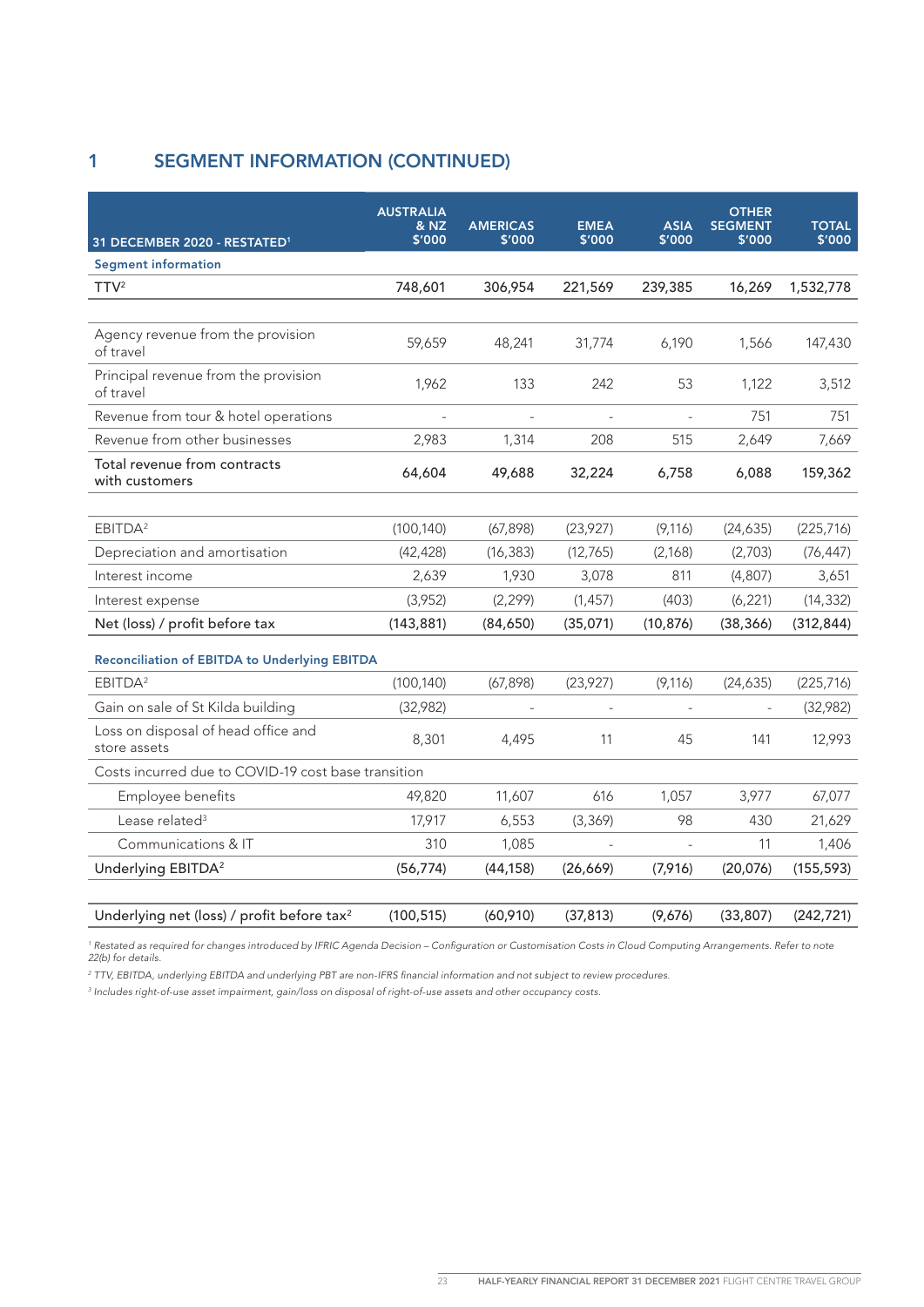## 1 SEGMENT INFORMATION (CONTINUED)

| 31 DECEMBER 2020 - RESTATED[1] | AUSTRALIA & NZ $'000 | AMERICAS $'000 | EMEA $'000 | ASIA $'000 | OTHER SEGMENT $'000 | TOTAL $'000 |
|---|---|---|---|---|---|---|
| **Segment information** | | | | | | |
| TTV[2] | 748,601 | 306,954 | 221,569 | 239,385 | 16,269 | 1,532,778 |
| | | | | | | |
| Agency revenue from the provision of travel | 59,659 | 48,241 | 31,774 | 6,190 | 1,566 | 147,430 |
| Principal revenue from the provision of travel | 1,962 | 133 | 242 | 53 | 1,122 | 3,512 |
| Revenue from tour & hotel operations | - | - | - | - | 751 | 751 |
| Revenue from other businesses | 2,983 | 1,314 | 208 | 515 | 2,649 | 7,669 |
| Total revenue from contracts with customers | 64,604 | 49,688 | 32,224 | 6,758 | 6,088 | 159,362 |
| | | | | | | |
| EBITDA[2] | (100,140) | (67,898) | (23,927) | (9,116) | (24,635) | (225,716) |
| Depreciation and amortisation | (42,428) | (16,383) | (12,765) | (2,168) | (2,703) | (76,447) |
| Interest income | 2,639 | 1,930 | 3,078 | 811 | (4,807) | 3,651 |
| Interest expense | (3,952) | (2,299) | (1,457) | (403) | (6,221) | (14,332) |
| Net (loss) / profit before tax | (143,881) | (84,650) | (35,071) | (10,876) | (38,366) | (312,844) |
| **Reconciliation of EBITDA to Underlying EBITDA** | | | | | | |
| EBITDA[2] | (100,140) | (67,898) | (23,927) | (9,116) | (24,635) | (225,716) |
| Gain on sale of St Kilda building | (32,982) | - | - | - | - | (32,982) |
| Loss on disposal of head office and store assets | 8,301 | 4,495 | 11 | 45 | 141 | 12,993 |
| Costs incurred due to COVID-19 cost base transition | | | | | | |
| Employee benefits | 49,820 | 11,607 | 616 | 1,057 | 3,977 | 67,077 |
| Lease related[3] | 17,917 | 6,553 | (3,369) | 98 | 430 | 21,629 |
| Communications & IT | 310 | 1,085 | - | - | 11 | 1,406 |
| Underlying EBITDA[2] | (56,774) | (44,158) | (26,669) | (7,916) | (20,076) | (155,593) |
| | | | | | | |
| Underlying net (loss) / profit before tax[2] | (100,515) | (60,910) | (37,813) | (9,676) | (33,807) | (242,721) |

[1] *Restated as required for changes introduced by IFRIC Agenda Decision – Configuration or Customisation Costs in Cloud Computing Arrangements. Refer to note 22(b) for details.*

[2] *TTV, EBITDA, underlying EBITDA and underlying PBT are non-IFRS financial information and not subject to review procedures.*

[3] *Includes right-of-use asset impairment, gain/loss on disposal of right-of-use assets and other occupancy costs.*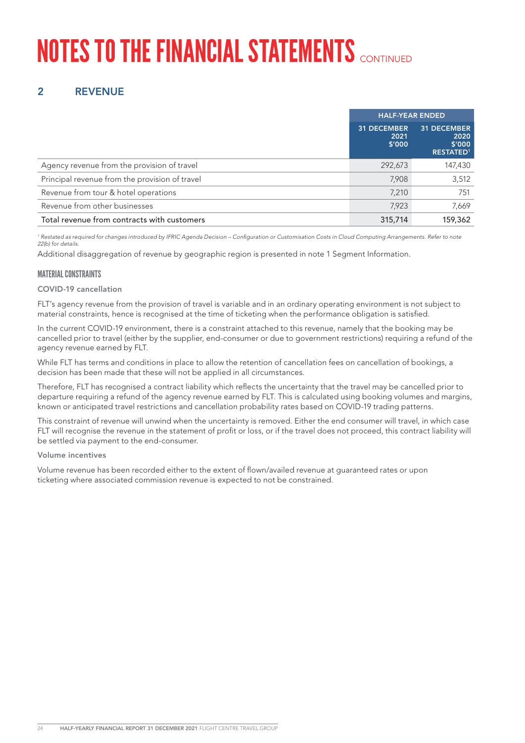# NOTES TO THE FINANCIAL STATEMENTS CONTINUED

## 2 REVENUE

| | HALF-YEAR ENDED | |
|---|---|---|
| | 31 DECEMBER 2021 $'000 | 31 DECEMBER 2020 $'000 RESTATED[1] |
| Agency revenue from the provision of travel | 292,673 | 147,430 |
| Principal revenue from the provision of travel | 7,908 | 3,512 |
| Revenue from tour & hotel operations | 7,210 | 751 |
| Revenue from other businesses | 7,923 | 7,669 |
| Total revenue from contracts with customers | 315,714 | 159,362 |

[1] *Restated as required for changes introduced by IFRIC Agenda Decision – Configuration or Customisation Costs in Cloud Computing Arrangements. Refer to note 22(b) for details.*

Additional disaggregation of revenue by geographic region is presented in note 1 Segment Information.

### MATERIAL CONSTRAINTS

**COVID-19 cancellation**

FLT's agency revenue from the provision of travel is variable and in an ordinary operating environment is not subject to material constraints, hence is recognised at the time of ticketing when the performance obligation is satisfied.

In the current COVID-19 environment, there is a constraint attached to this revenue, namely that the booking may be cancelled prior to travel (either by the supplier, end-consumer or due to government restrictions) requiring a refund of the agency revenue earned by FLT.

While FLT has terms and conditions in place to allow the retention of cancellation fees on cancellation of bookings, a decision has been made that these will not be applied in all circumstances.

Therefore, FLT has recognised a contract liability which reflects the uncertainty that the travel may be cancelled prior to departure requiring a refund of the agency revenue earned by FLT. This is calculated using booking volumes and margins, known or anticipated travel restrictions and cancellation probability rates based on COVID-19 trading patterns.

This constraint of revenue will unwind when the uncertainty is removed. Either the end consumer will travel, in which case FLT will recognise the revenue in the statement of profit or loss, or if the travel does not proceed, this contract liability will be settled via payment to the end-consumer.

**Volume incentives**

Volume revenue has been recorded either to the extent of flown/availed revenue at guaranteed rates or upon ticketing where associated commission revenue is expected to not be constrained.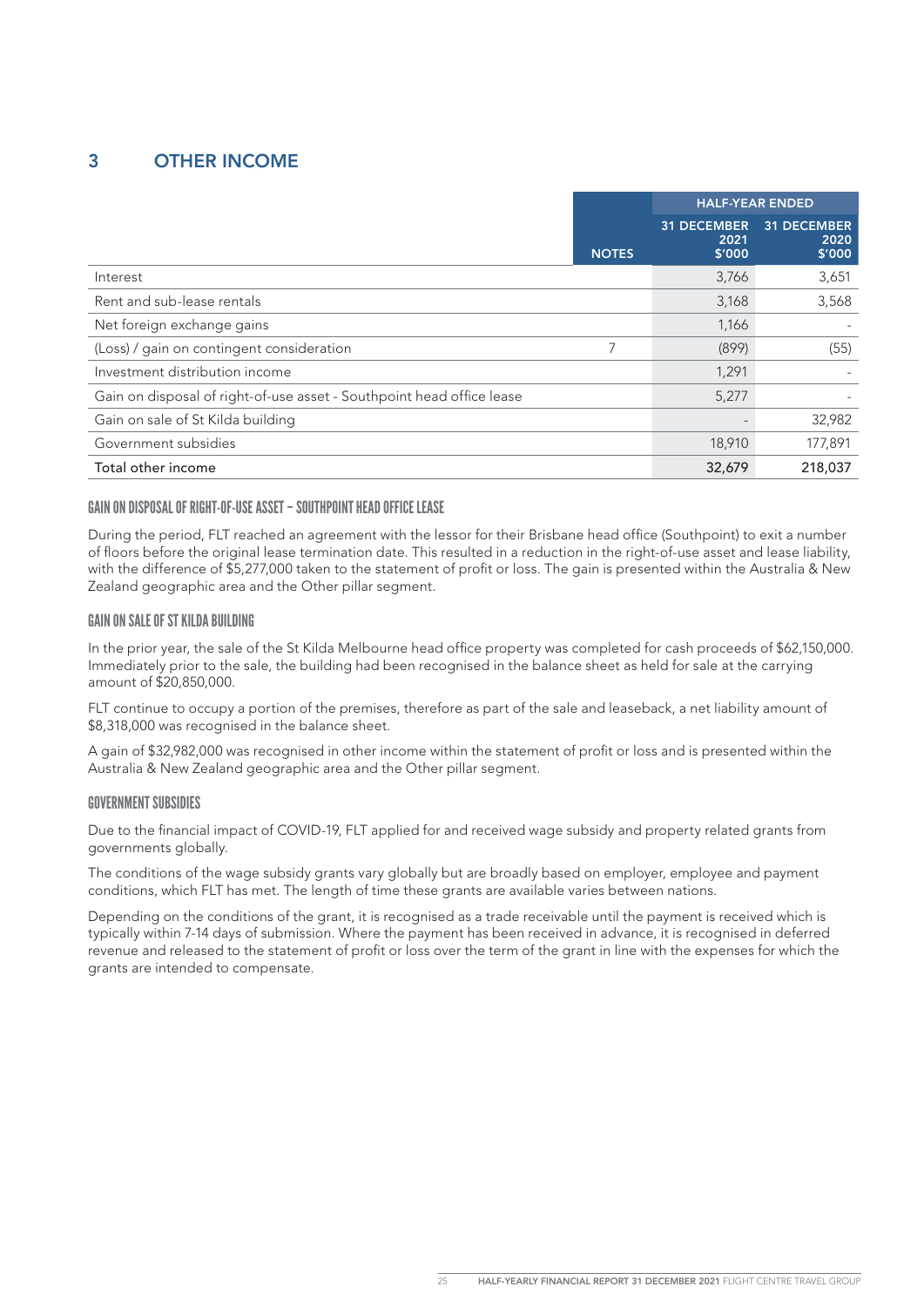## 3 OTHER INCOME

| | NOTES | HALF-YEAR ENDED 31 DECEMBER 2021 $'000 | HALF-YEAR ENDED 31 DECEMBER 2020 $'000 |
|---|---|---|---|
| Interest | | 3,766 | 3,651 |
| Rent and sub-lease rentals | | 3,168 | 3,568 |
| Net foreign exchange gains | | 1,166 | - |
| (Loss) / gain on contingent consideration | 7 | (899) | (55) |
| Investment distribution income | | 1,291 | - |
| Gain on disposal of right-of-use asset - Southpoint head office lease | | 5,277 | - |
| Gain on sale of St Kilda building | | - | 32,982 |
| Government subsidies | | 18,910 | 177,891 |
| Total other income | | 32,679 | 218,037 |

### GAIN ON DISPOSAL OF RIGHT-OF-USE ASSET – SOUTHPOINT HEAD OFFICE LEASE

During the period, FLT reached an agreement with the lessor for their Brisbane head office (Southpoint) to exit a number of floors before the original lease termination date. This resulted in a reduction in the right-of-use asset and lease liability, with the difference of $5,277,000 taken to the statement of profit or loss. The gain is presented within the Australia & New Zealand geographic area and the Other pillar segment.

### GAIN ON SALE OF ST KILDA BUILDING

In the prior year, the sale of the St Kilda Melbourne head office property was completed for cash proceeds of $62,150,000. Immediately prior to the sale, the building had been recognised in the balance sheet as held for sale at the carrying amount of $20,850,000.

FLT continue to occupy a portion of the premises, therefore as part of the sale and leaseback, a net liability amount of $8,318,000 was recognised in the balance sheet.

A gain of $32,982,000 was recognised in other income within the statement of profit or loss and is presented within the Australia & New Zealand geographic area and the Other pillar segment.

### GOVERNMENT SUBSIDIES

Due to the financial impact of COVID-19, FLT applied for and received wage subsidy and property related grants from governments globally.

The conditions of the wage subsidy grants vary globally but are broadly based on employer, employee and payment conditions, which FLT has met. The length of time these grants are available varies between nations.

Depending on the conditions of the grant, it is recognised as a trade receivable until the payment is received which is typically within 7-14 days of submission. Where the payment has been received in advance, it is recognised in deferred revenue and released to the statement of profit or loss over the term of the grant in line with the expenses for which the grants are intended to compensate.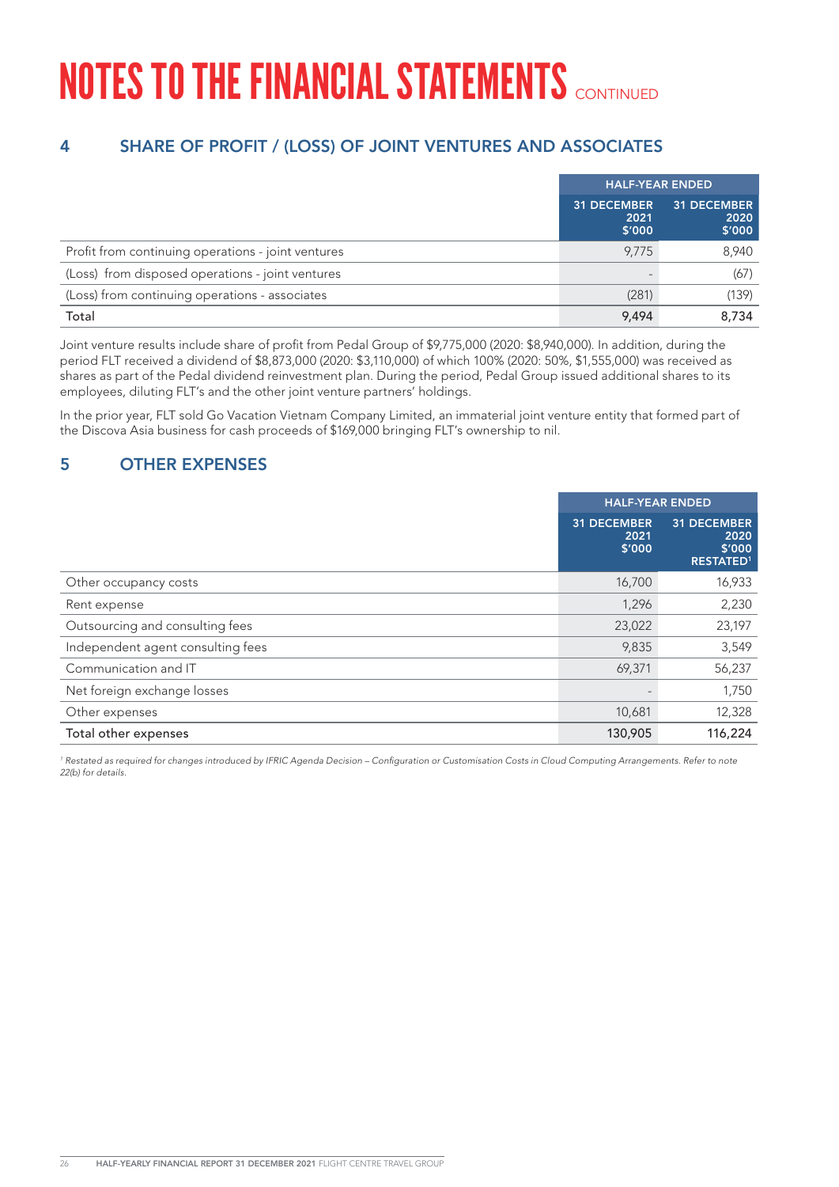# NOTES TO THE FINANCIAL STATEMENTS CONTINUED

## 4 SHARE OF PROFIT / (LOSS) OF JOINT VENTURES AND ASSOCIATES

| | HALF-YEAR ENDED | |
|---|---|---|
| | 31 DECEMBER 2021 $'000 | 31 DECEMBER 2020 $'000 |
| Profit from continuing operations - joint ventures | 9,775 | 8,940 |
| (Loss) from disposed operations - joint ventures | - | (67) |
| (Loss) from continuing operations - associates | (281) | (139) |
| Total | 9,494 | 8,734 |

Joint venture results include share of profit from Pedal Group of $9,775,000 (2020: $8,940,000). In addition, during the period FLT received a dividend of $8,873,000 (2020: $3,110,000) of which 100% (2020: 50%, $1,555,000) was received as shares as part of the Pedal dividend reinvestment plan. During the period, Pedal Group issued additional shares to its employees, diluting FLT's and the other joint venture partners' holdings.

In the prior year, FLT sold Go Vacation Vietnam Company Limited, an immaterial joint venture entity that formed part of the Discova Asia business for cash proceeds of $169,000 bringing FLT's ownership to nil.

## 5 OTHER EXPENSES

| | HALF-YEAR ENDED | |
|---|---|---|
| | 31 DECEMBER 2021 $'000 | 31 DECEMBER 2020 $'000 RESTATED[1] |
| Other occupancy costs | 16,700 | 16,933 |
| Rent expense | 1,296 | 2,230 |
| Outsourcing and consulting fees | 23,022 | 23,197 |
| Independent agent consulting fees | 9,835 | 3,549 |
| Communication and IT | 69,371 | 56,237 |
| Net foreign exchange losses | - | 1,750 |
| Other expenses | 10,681 | 12,328 |
| Total other expenses | 130,905 | 116,224 |

*[1] Restated as required for changes introduced by IFRIC Agenda Decision – Configuration or Customisation Costs in Cloud Computing Arrangements. Refer to note 22(b) for details.*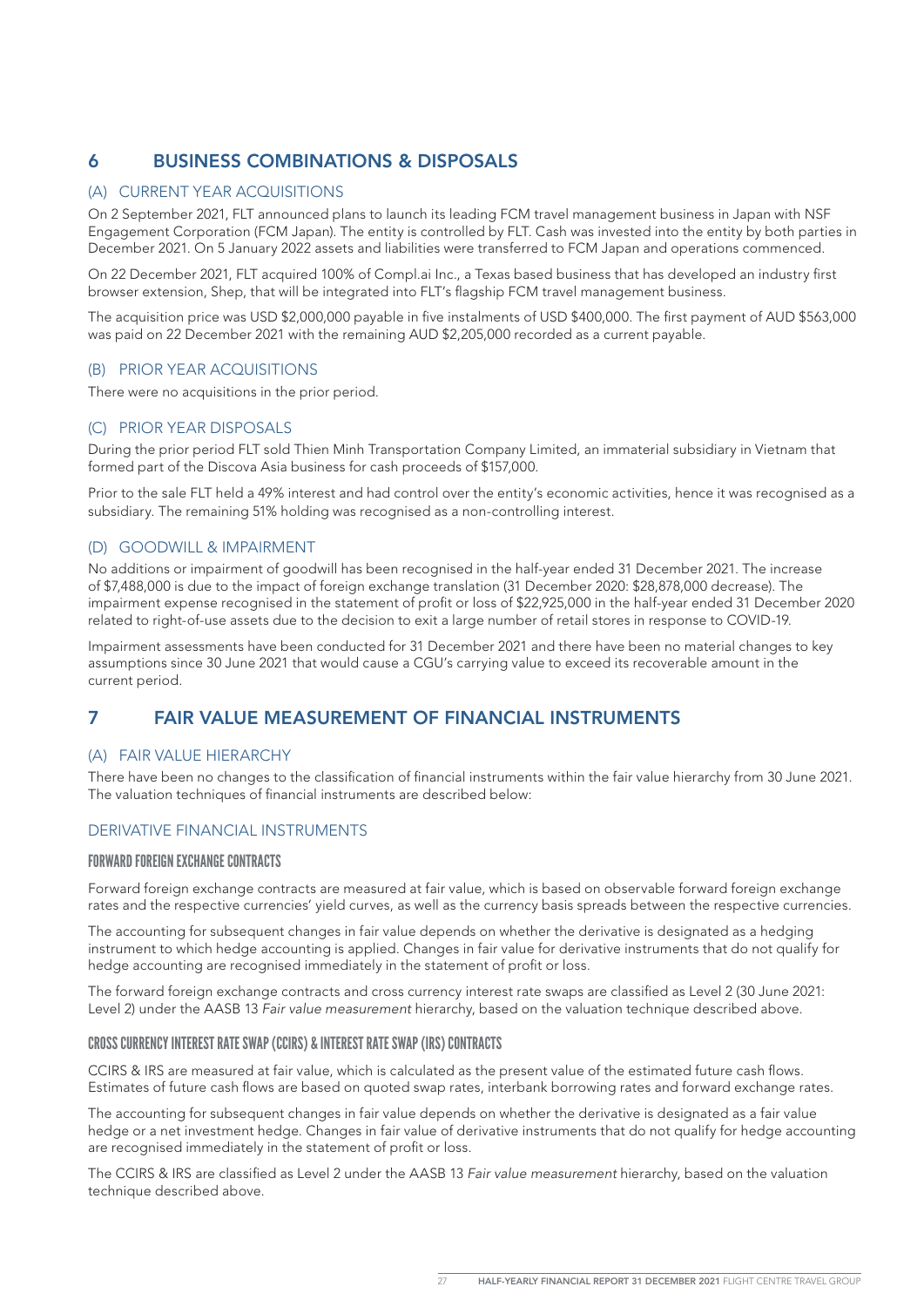# 6 BUSINESS COMBINATIONS & DISPOSALS

## (A) CURRENT YEAR ACQUISITIONS

On 2 September 2021, FLT announced plans to launch its leading FCM travel management business in Japan with NSF Engagement Corporation (FCM Japan). The entity is controlled by FLT. Cash was invested into the entity by both parties in December 2021. On 5 January 2022 assets and liabilities were transferred to FCM Japan and operations commenced.

On 22 December 2021, FLT acquired 100% of Compl.ai Inc., a Texas based business that has developed an industry first browser extension, Shep, that will be integrated into FLT's flagship FCM travel management business.

The acquisition price was USD $2,000,000 payable in five instalments of USD $400,000. The first payment of AUD $563,000 was paid on 22 December 2021 with the remaining AUD $2,205,000 recorded as a current payable.

## (B) PRIOR YEAR ACQUISITIONS

There were no acquisitions in the prior period.

## (C) PRIOR YEAR DISPOSALS

During the prior period FLT sold Thien Minh Transportation Company Limited, an immaterial subsidiary in Vietnam that formed part of the Discova Asia business for cash proceeds of $157,000.

Prior to the sale FLT held a 49% interest and had control over the entity's economic activities, hence it was recognised as a subsidiary. The remaining 51% holding was recognised as a non-controlling interest.

## (D) GOODWILL & IMPAIRMENT

No additions or impairment of goodwill has been recognised in the half-year ended 31 December 2021. The increase of $7,488,000 is due to the impact of foreign exchange translation (31 December 2020: $28,878,000 decrease). The impairment expense recognised in the statement of profit or loss of $22,925,000 in the half-year ended 31 December 2020 related to right-of-use assets due to the decision to exit a large number of retail stores in response to COVID-19.

Impairment assessments have been conducted for 31 December 2021 and there have been no material changes to key assumptions since 30 June 2021 that would cause a CGU's carrying value to exceed its recoverable amount in the current period.

# 7 FAIR VALUE MEASUREMENT OF FINANCIAL INSTRUMENTS

## (A) FAIR VALUE HIERARCHY

There have been no changes to the classification of financial instruments within the fair value hierarchy from 30 June 2021. The valuation techniques of financial instruments are described below:

## DERIVATIVE FINANCIAL INSTRUMENTS

### FORWARD FOREIGN EXCHANGE CONTRACTS

Forward foreign exchange contracts are measured at fair value, which is based on observable forward foreign exchange rates and the respective currencies' yield curves, as well as the currency basis spreads between the respective currencies.

The accounting for subsequent changes in fair value depends on whether the derivative is designated as a hedging instrument to which hedge accounting is applied. Changes in fair value for derivative instruments that do not qualify for hedge accounting are recognised immediately in the statement of profit or loss.

The forward foreign exchange contracts and cross currency interest rate swaps are classified as Level 2 (30 June 2021: Level 2) under the AASB 13 *Fair value measurement* hierarchy, based on the valuation technique described above.

### CROSS CURRENCY INTEREST RATE SWAP (CCIRS) & INTEREST RATE SWAP (IRS) CONTRACTS

CCIRS & IRS are measured at fair value, which is calculated as the present value of the estimated future cash flows. Estimates of future cash flows are based on quoted swap rates, interbank borrowing rates and forward exchange rates.

The accounting for subsequent changes in fair value depends on whether the derivative is designated as a fair value hedge or a net investment hedge. Changes in fair value of derivative instruments that do not qualify for hedge accounting are recognised immediately in the statement of profit or loss.

The CCIRS & IRS are classified as Level 2 under the AASB 13 *Fair value measurement* hierarchy, based on the valuation technique described above.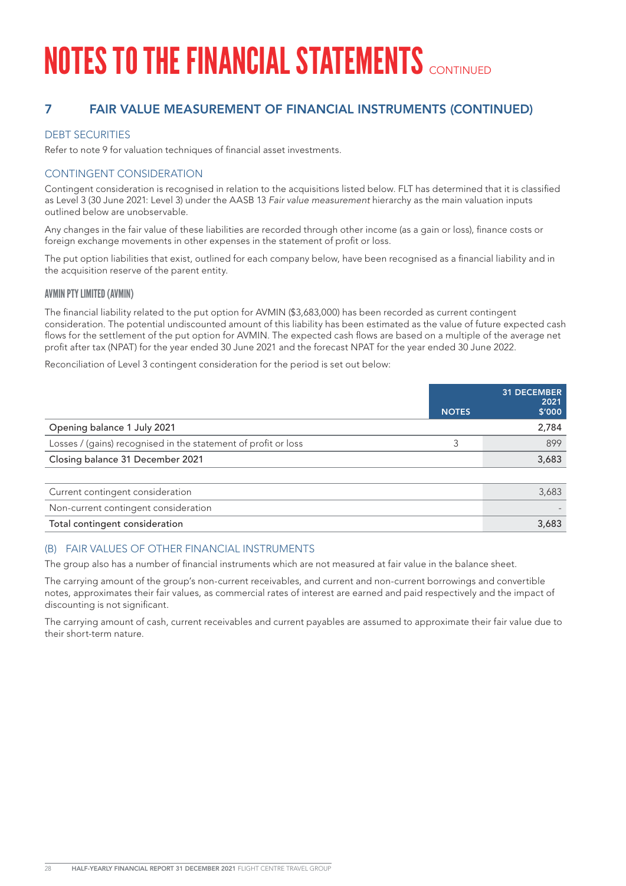# NOTES TO THE FINANCIAL STATEMENTS CONTINUED

## 7 FAIR VALUE MEASUREMENT OF FINANCIAL INSTRUMENTS (CONTINUED)

### DEBT SECURITIES

Refer to note 9 for valuation techniques of financial asset investments.

### CONTINGENT CONSIDERATION

Contingent consideration is recognised in relation to the acquisitions listed below. FLT has determined that it is classified as Level 3 (30 June 2021: Level 3) under the AASB 13 *Fair value measurement* hierarchy as the main valuation inputs outlined below are unobservable.

Any changes in the fair value of these liabilities are recorded through other income (as a gain or loss), finance costs or foreign exchange movements in other expenses in the statement of profit or loss.

The put option liabilities that exist, outlined for each company below, have been recognised as a financial liability and in the acquisition reserve of the parent entity.

#### AVMIN PTY LIMITED (AVMIN)

The financial liability related to the put option for AVMIN ($3,683,000) has been recorded as current contingent consideration. The potential undiscounted amount of this liability has been estimated as the value of future expected cash flows for the settlement of the put option for AVMIN. The expected cash flows are based on a multiple of the average net profit after tax (NPAT) for the year ended 30 June 2021 and the forecast NPAT for the year ended 30 June 2022.

Reconciliation of Level 3 contingent consideration for the period is set out below:

| | NOTES | 31 DECEMBER 2021 $'000 |
|---|---|---|
| Opening balance 1 July 2021 | | 2,784 |
| Losses / (gains) recognised in the statement of profit or loss | 3 | 899 |
| Closing balance 31 December 2021 | | 3,683 |
| | | |
| Current contingent consideration | | 3,683 |
| Non-current contingent consideration | | - |
| Total contingent consideration | | 3,683 |

### (B) FAIR VALUES OF OTHER FINANCIAL INSTRUMENTS

The group also has a number of financial instruments which are not measured at fair value in the balance sheet.

The carrying amount of the group's non-current receivables, and current and non-current borrowings and convertible notes, approximates their fair values, as commercial rates of interest are earned and paid respectively and the impact of discounting is not significant.

The carrying amount of cash, current receivables and current payables are assumed to approximate their fair value due to their short-term nature.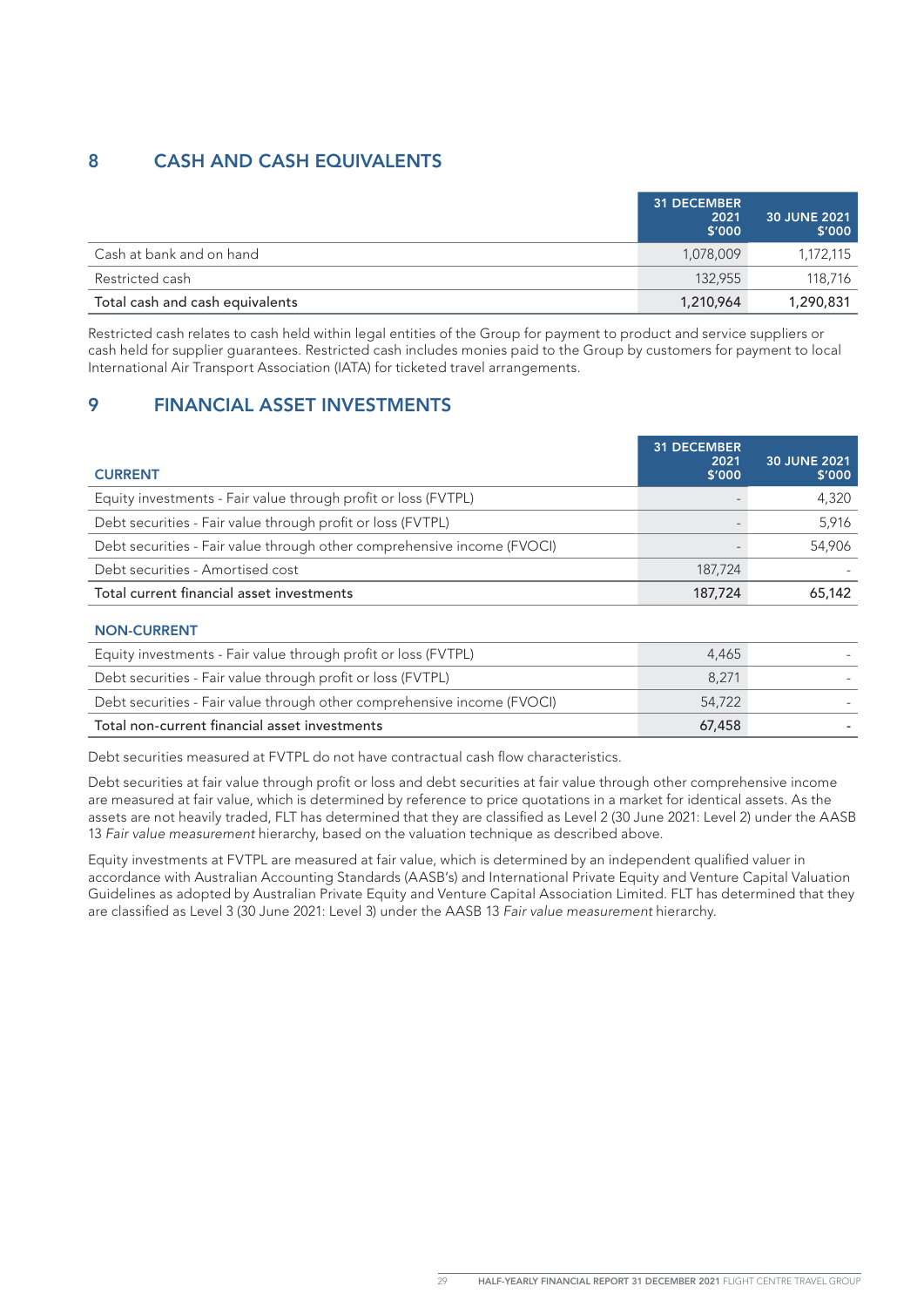## 8 CASH AND CASH EQUIVALENTS

| | 31 DECEMBER 2021 $'000 | 30 JUNE 2021 $'000 |
|---|---|---|
| Cash at bank and on hand | 1,078,009 | 1,172,115 |
| Restricted cash | 132,955 | 118,716 |
| Total cash and cash equivalents | 1,210,964 | 1,290,831 |

Restricted cash relates to cash held within legal entities of the Group for payment to product and service suppliers or cash held for supplier guarantees. Restricted cash includes monies paid to the Group by customers for payment to local International Air Transport Association (IATA) for ticketed travel arrangements.

## 9 FINANCIAL ASSET INVESTMENTS

| CURRENT | 31 DECEMBER 2021 $'000 | 30 JUNE 2021 $'000 |
|---|---|---|
| Equity investments - Fair value through profit or loss (FVTPL) | - | 4,320 |
| Debt securities - Fair value through profit or loss (FVTPL) | - | 5,916 |
| Debt securities - Fair value through other comprehensive income (FVOCI) | - | 54,906 |
| Debt securities - Amortised cost | 187,724 | - |
| Total current financial asset investments | 187,724 | 65,142 |
| **NON-CURRENT** | | |
| Equity investments - Fair value through profit or loss (FVTPL) | 4,465 | - |
| Debt securities - Fair value through profit or loss (FVTPL) | 8,271 | - |
| Debt securities - Fair value through other comprehensive income (FVOCI) | 54,722 | - |
| Total non-current financial asset investments | 67,458 | - |

Debt securities measured at FVTPL do not have contractual cash flow characteristics.

Debt securities at fair value through profit or loss and debt securities at fair value through other comprehensive income are measured at fair value, which is determined by reference to price quotations in a market for identical assets. As the assets are not heavily traded, FLT has determined that they are classified as Level 2 (30 June 2021: Level 2) under the AASB 13 *Fair value measurement* hierarchy, based on the valuation technique as described above.

Equity investments at FVTPL are measured at fair value, which is determined by an independent qualified valuer in accordance with Australian Accounting Standards (AASB's) and International Private Equity and Venture Capital Valuation Guidelines as adopted by Australian Private Equity and Venture Capital Association Limited. FLT has determined that they are classified as Level 3 (30 June 2021: Level 3) under the AASB 13 *Fair value measurement* hierarchy.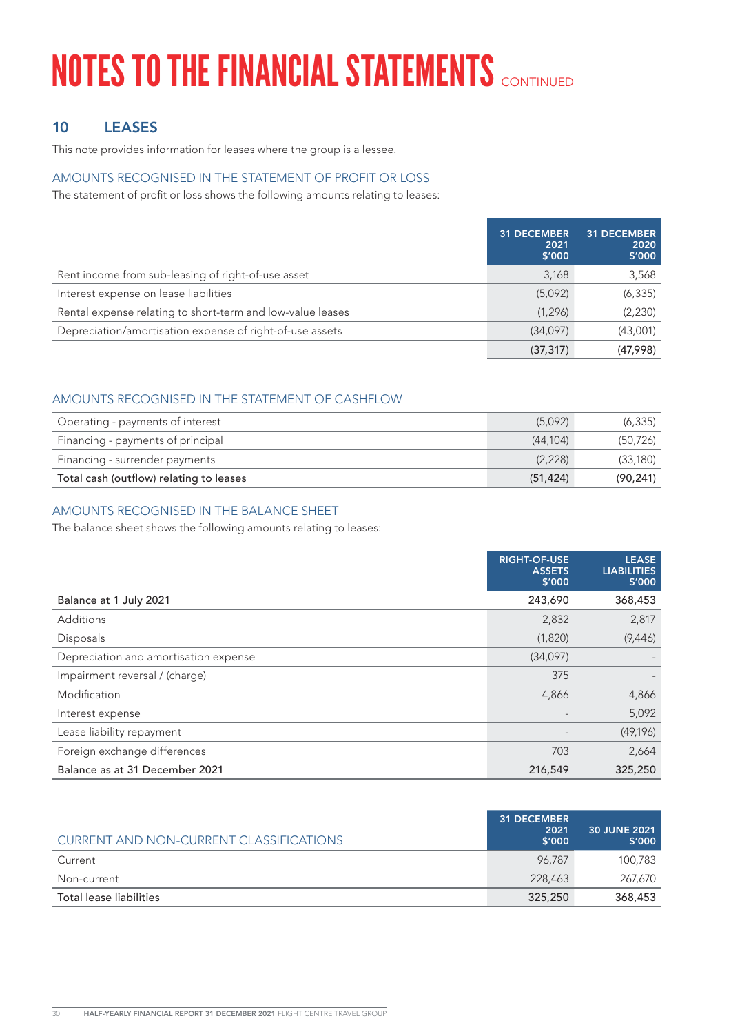# NOTES TO THE FINANCIAL STATEMENTS CONTINUED

## 10 LEASES

This note provides information for leases where the group is a lessee.

### AMOUNTS RECOGNISED IN THE STATEMENT OF PROFIT OR LOSS

The statement of profit or loss shows the following amounts relating to leases:

| | 31 DECEMBER 2021 $'000 | 31 DECEMBER 2020 $'000 |
|---|---|---|
| Rent income from sub-leasing of right-of-use asset | 3,168 | 3,568 |
| Interest expense on lease liabilities | (5,092) | (6,335) |
| Rental expense relating to short-term and low-value leases | (1,296) | (2,230) |
| Depreciation/amortisation expense of right-of-use assets | (34,097) | (43,001) |
| | (37,317) | (47,998) |

### AMOUNTS RECOGNISED IN THE STATEMENT OF CASHFLOW

| | | |
|---|---|---|
| Operating - payments of interest | (5,092) | (6,335) |
| Financing - payments of principal | (44,104) | (50,726) |
| Financing - surrender payments | (2,228) | (33,180) |
| **Total cash (outflow) relating to leases** | **(51,424)** | **(90,241)** |

### AMOUNTS RECOGNISED IN THE BALANCE SHEET

The balance sheet shows the following amounts relating to leases:

| | RIGHT-OF-USE ASSETS $'000 | LEASE LIABILITIES $'000 |
|---|---|---|
| **Balance at 1 July 2021** | **243,690** | **368,453** |
| Additions | 2,832 | 2,817 |
| Disposals | (1,820) | (9,446) |
| Depreciation and amortisation expense | (34,097) | - |
| Impairment reversal / (charge) | 375 | - |
| Modification | 4,866 | 4,866 |
| Interest expense | - | 5,092 |
| Lease liability repayment | - | (49,196) |
| Foreign exchange differences | 703 | 2,664 |
| **Balance as at 31 December 2021** | **216,549** | **325,250** |

| CURRENT AND NON-CURRENT CLASSIFICATIONS | 31 DECEMBER 2021 $'000 | 30 JUNE 2021 $'000 |
|---|---|---|
| Current | 96,787 | 100,783 |
| Non-current | 228,463 | 267,670 |
| **Total lease liabilities** | **325,250** | **368,453** |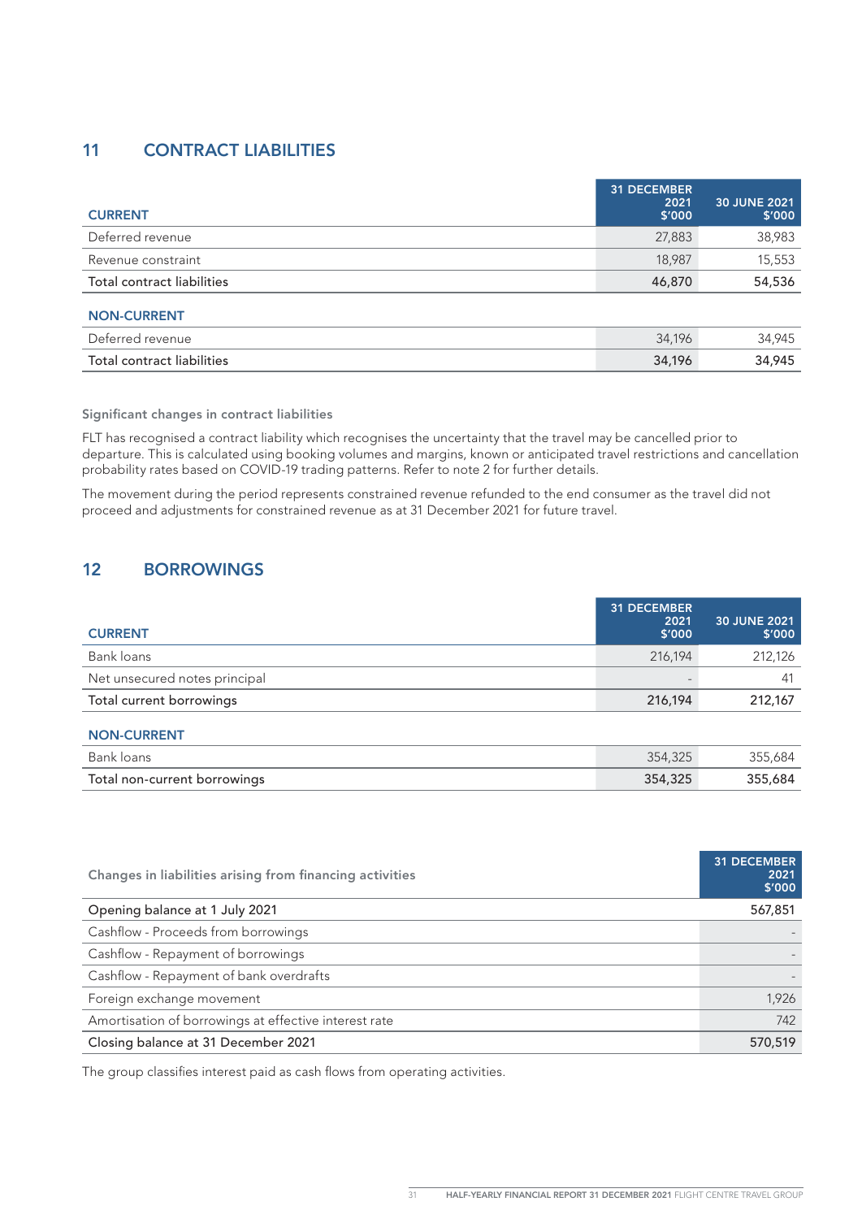## 11 CONTRACT LIABILITIES

| CURRENT | 31 DECEMBER 2021 $'000 | 30 JUNE 2021 $'000 |
|---|---|---|
| Deferred revenue | 27,883 | 38,983 |
| Revenue constraint | 18,987 | 15,553 |
| Total contract liabilities | 46,870 | 54,536 |
| **NON-CURRENT** | | |
| Deferred revenue | 34,196 | 34,945 |
| Total contract liabilities | 34,196 | 34,945 |

**Significant changes in contract liabilities**

FLT has recognised a contract liability which recognises the uncertainty that the travel may be cancelled prior to departure. This is calculated using booking volumes and margins, known or anticipated travel restrictions and cancellation probability rates based on COVID-19 trading patterns. Refer to note 2 for further details.

The movement during the period represents constrained revenue refunded to the end consumer as the travel did not proceed and adjustments for constrained revenue as at 31 December 2021 for future travel.

## 12 BORROWINGS

| CURRENT | 31 DECEMBER 2021 $'000 | 30 JUNE 2021 $'000 |
|---|---|---|
| Bank loans | 216,194 | 212,126 |
| Net unsecured notes principal | - | 41 |
| Total current borrowings | 216,194 | 212,167 |
| **NON-CURRENT** | | |
| Bank loans | 354,325 | 355,684 |
| Total non-current borrowings | 354,325 | 355,684 |

| Changes in liabilities arising from financing activities | 31 DECEMBER 2021 $'000 |
|---|---|
| Opening balance at 1 July 2021 | 567,851 |
| Cashflow - Proceeds from borrowings | - |
| Cashflow - Repayment of borrowings | - |
| Cashflow - Repayment of bank overdrafts | - |
| Foreign exchange movement | 1,926 |
| Amortisation of borrowings at effective interest rate | 742 |
| Closing balance at 31 December 2021 | 570,519 |

The group classifies interest paid as cash flows from operating activities.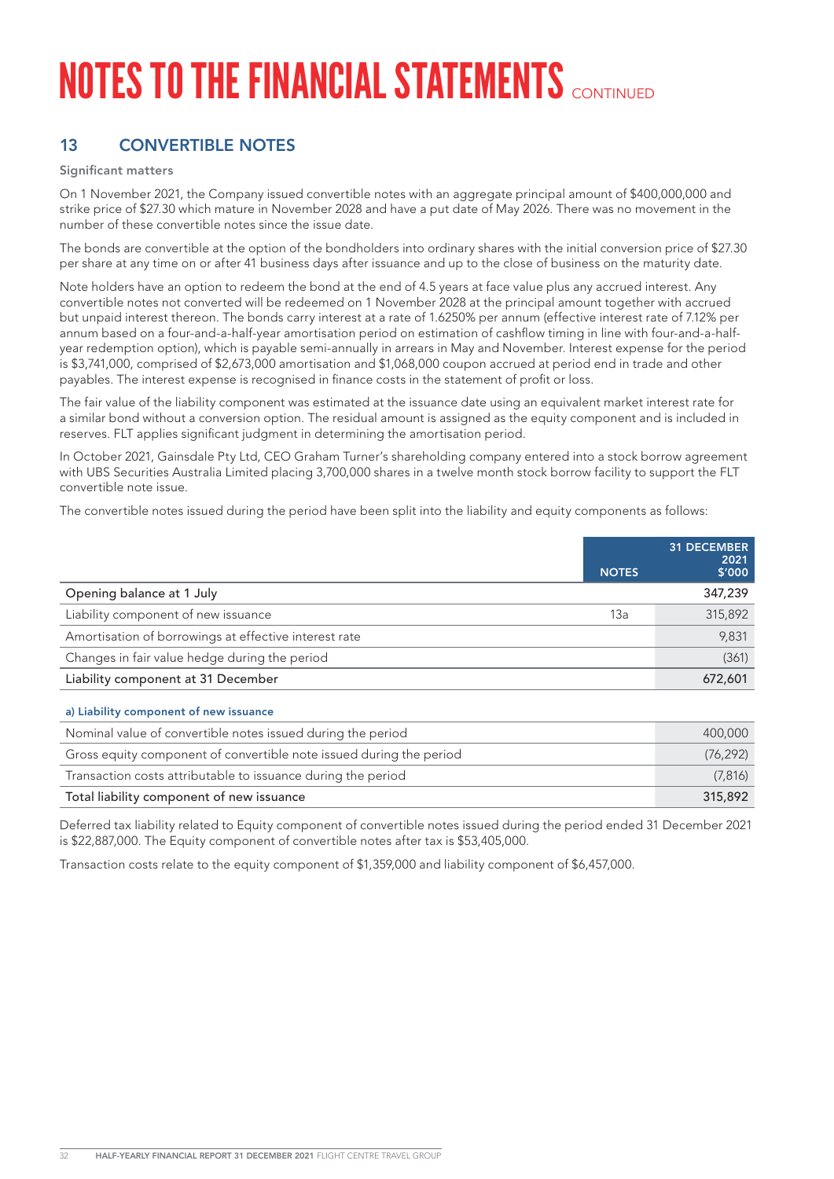# NOTES TO THE FINANCIAL STATEMENTS CONTINUED

## 13 CONVERTIBLE NOTES

### Significant matters

On 1 November 2021, the Company issued convertible notes with an aggregate principal amount of $400,000,000 and strike price of $27.30 which mature in November 2028 and have a put date of May 2026. There was no movement in the number of these convertible notes since the issue date.

The bonds are convertible at the option of the bondholders into ordinary shares with the initial conversion price of $27.30 per share at any time on or after 41 business days after issuance and up to the close of business on the maturity date.

Note holders have an option to redeem the bond at the end of 4.5 years at face value plus any accrued interest. Any convertible notes not converted will be redeemed on 1 November 2028 at the principal amount together with accrued but unpaid interest thereon. The bonds carry interest at a rate of 1.6250% per annum (effective interest rate of 7.12% per annum based on a four-and-a-half-year amortisation period on estimation of cashflow timing in line with four-and-a-half-year redemption option), which is payable semi-annually in arrears in May and November. Interest expense for the period is $3,741,000, comprised of $2,673,000 amortisation and $1,068,000 coupon accrued at period end in trade and other payables. The interest expense is recognised in finance costs in the statement of profit or loss.

The fair value of the liability component was estimated at the issuance date using an equivalent market interest rate for a similar bond without a conversion option. The residual amount is assigned as the equity component and is included in reserves. FLT applies significant judgment in determining the amortisation period.

In October 2021, Gainsdale Pty Ltd, CEO Graham Turner's shareholding company entered into a stock borrow agreement with UBS Securities Australia Limited placing 3,700,000 shares in a twelve month stock borrow facility to support the FLT convertible note issue.

The convertible notes issued during the period have been split into the liability and equity components as follows:

| | NOTES | 31 DECEMBER 2021 $'000 |
|---|---|---|
| **Opening balance at 1 July** | | **347,239** |
| Liability component of new issuance | 13a | 315,892 |
| Amortisation of borrowings at effective interest rate | | 9,831 |
| Changes in fair value hedge during the period | | (361) |
| **Liability component at 31 December** | | **672,601** |

**a) Liability component of new issuance**

| | |
|---|---|
| Nominal value of convertible notes issued during the period | 400,000 |
| Gross equity component of convertible note issued during the period | (76,292) |
| Transaction costs attributable to issuance during the period | (7,816) |
| Total liability component of new issuance | 315,892 |

Deferred tax liability related to Equity component of convertible notes issued during the period ended 31 December 2021 is $22,887,000. The Equity component of convertible notes after tax is $53,405,000.

Transaction costs relate to the equity component of $1,359,000 and liability component of $6,457,000.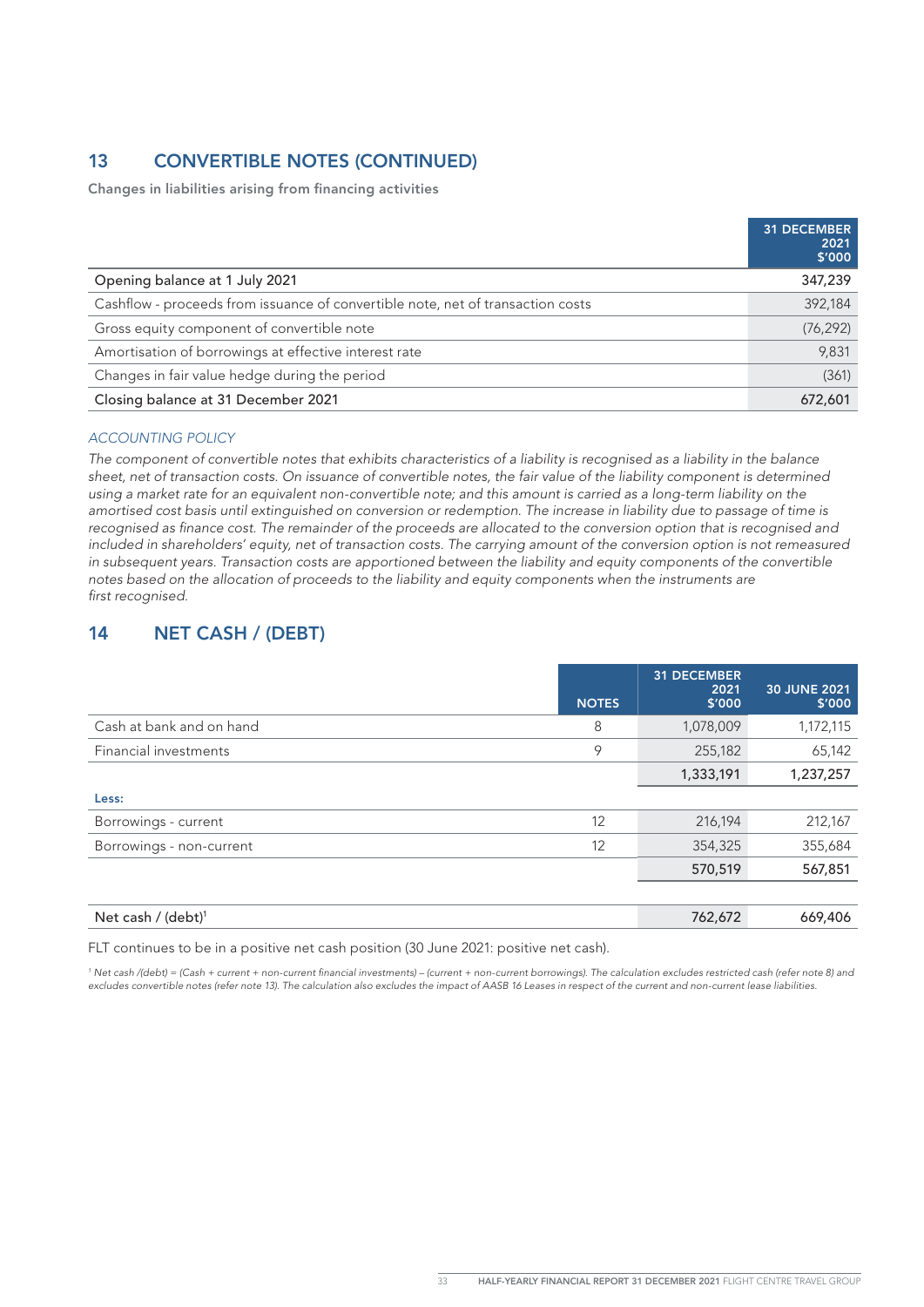## 13 CONVERTIBLE NOTES (CONTINUED)

**Changes in liabilities arising from financing activities**

| | 31 DECEMBER 2021 $'000 |
|---|---|
| Opening balance at 1 July 2021 | 347,239 |
| Cashflow - proceeds from issuance of convertible note, net of transaction costs | 392,184 |
| Gross equity component of convertible note | (76,292) |
| Amortisation of borrowings at effective interest rate | 9,831 |
| Changes in fair value hedge during the period | (361) |
| Closing balance at 31 December 2021 | 672,601 |

*ACCOUNTING POLICY*

*The component of convertible notes that exhibits characteristics of a liability is recognised as a liability in the balance sheet, net of transaction costs. On issuance of convertible notes, the fair value of the liability component is determined using a market rate for an equivalent non-convertible note; and this amount is carried as a long-term liability on the amortised cost basis until extinguished on conversion or redemption. The increase in liability due to passage of time is recognised as finance cost. The remainder of the proceeds are allocated to the conversion option that is recognised and included in shareholders' equity, net of transaction costs. The carrying amount of the conversion option is not remeasured in subsequent years. Transaction costs are apportioned between the liability and equity components of the convertible notes based on the allocation of proceeds to the liability and equity components when the instruments are first recognised.*

## 14 NET CASH / (DEBT)

| | NOTES | 31 DECEMBER 2021 $'000 | 30 JUNE 2021 $'000 |
|---|---|---|---|
| Cash at bank and on hand | 8 | 1,078,009 | 1,172,115 |
| Financial investments | 9 | 255,182 | 65,142 |
| | | 1,333,191 | 1,237,257 |
| **Less:** | | | |
| Borrowings - current | 12 | 216,194 | 212,167 |
| Borrowings - non-current | 12 | 354,325 | 355,684 |
| | | 570,519 | 567,851 |
| | | | |
| Net cash / (debt)[1] | | 762,672 | 669,406 |

FLT continues to be in a positive net cash position (30 June 2021: positive net cash).

[1] Net cash /(debt) = (Cash + current + non-current financial investments) – (current + non-current borrowings). The calculation excludes restricted cash (refer note 8) and excludes convertible notes (refer note 13). The calculation also excludes the impact of AASB 16 Leases in respect of the current and non-current lease liabilities.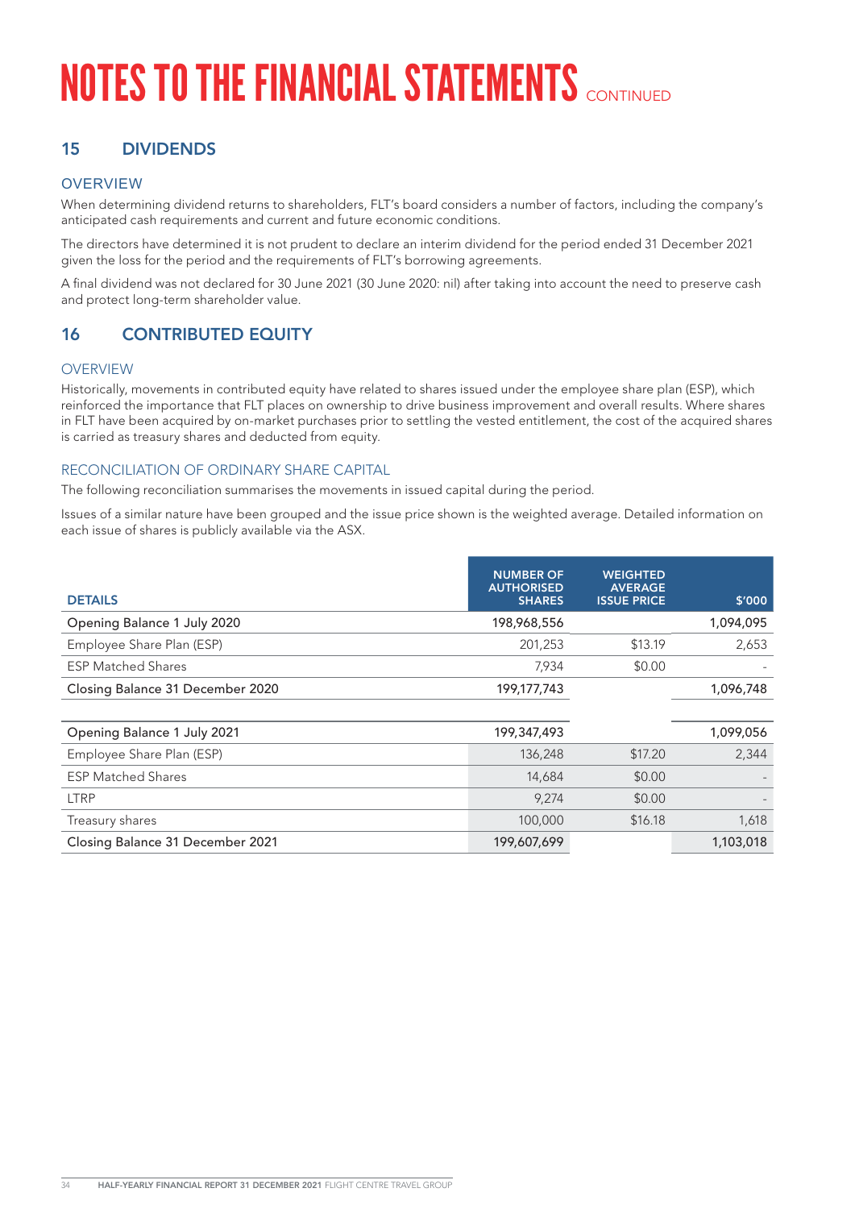# NOTES TO THE FINANCIAL STATEMENTS CONTINUED

## 15 DIVIDENDS

### OVERVIEW

When determining dividend returns to shareholders, FLT's board considers a number of factors, including the company's anticipated cash requirements and current and future economic conditions.

The directors have determined it is not prudent to declare an interim dividend for the period ended 31 December 2021 given the loss for the period and the requirements of FLT's borrowing agreements.

A final dividend was not declared for 30 June 2021 (30 June 2020: nil) after taking into account the need to preserve cash and protect long-term shareholder value.

## 16 CONTRIBUTED EQUITY

### OVERVIEW

Historically, movements in contributed equity have related to shares issued under the employee share plan (ESP), which reinforced the importance that FLT places on ownership to drive business improvement and overall results. Where shares in FLT have been acquired by on-market purchases prior to settling the vested entitlement, the cost of the acquired shares is carried as treasury shares and deducted from equity.

### RECONCILIATION OF ORDINARY SHARE CAPITAL

The following reconciliation summarises the movements in issued capital during the period.

Issues of a similar nature have been grouped and the issue price shown is the weighted average. Detailed information on each issue of shares is publicly available via the ASX.

| DETAILS | NUMBER OF AUTHORISED SHARES | WEIGHTED AVERAGE ISSUE PRICE | $'000 |
|---|---|---|---|
| Opening Balance 1 July 2020 | 198,968,556 | | 1,094,095 |
| Employee Share Plan (ESP) | 201,253 | $13.19 | 2,653 |
| ESP Matched Shares | 7,934 | $0.00 | - |
| Closing Balance 31 December 2020 | 199,177,743 | | 1,096,748 |
| | | | |
| Opening Balance 1 July 2021 | 199,347,493 | | 1,099,056 |
| Employee Share Plan (ESP) | 136,248 | $17.20 | 2,344 |
| ESP Matched Shares | 14,684 | $0.00 | - |
| LTRP | 9,274 | $0.00 | - |
| Treasury shares | 100,000 | $16.18 | 1,618 |
| Closing Balance 31 December 2021 | 199,607,699 | | 1,103,018 |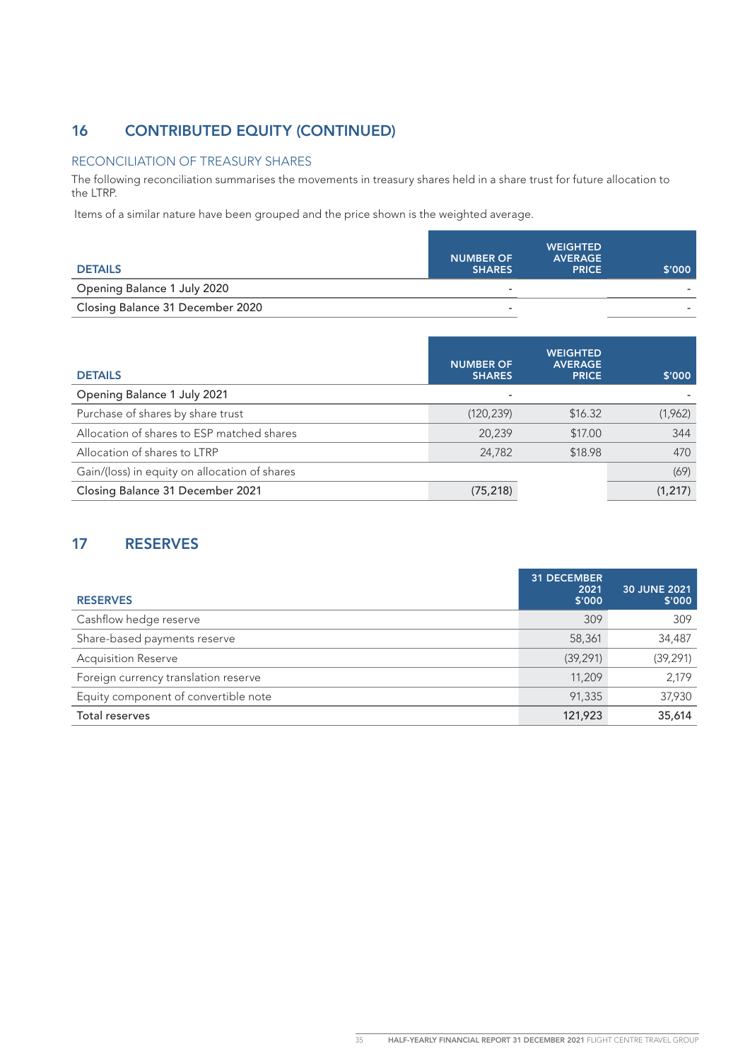## 16 CONTRIBUTED EQUITY (CONTINUED)

### RECONCILIATION OF TREASURY SHARES

The following reconciliation summarises the movements in treasury shares held in a share trust for future allocation to the LTRP.

Items of a similar nature have been grouped and the price shown is the weighted average.

| DETAILS | NUMBER OF SHARES | WEIGHTED AVERAGE PRICE | $'000 |
|---|---|---|---|
| Opening Balance 1 July 2020 | - | | - |
| Closing Balance 31 December 2020 | - | | - |

| DETAILS | NUMBER OF SHARES | WEIGHTED AVERAGE PRICE | $'000 |
|---|---|---|---|
| Opening Balance 1 July 2021 | - | | - |
| Purchase of shares by share trust | (120,239) | $16.32 | (1,962) |
| Allocation of shares to ESP matched shares | 20,239 | $17.00 | 344 |
| Allocation of shares to LTRP | 24,782 | $18.98 | 470 |
| Gain/(loss) in equity on allocation of shares | | | (69) |
| Closing Balance 31 December 2021 | (75,218) | | (1,217) |

## 17 RESERVES

| RESERVES | 31 DECEMBER 2021 $'000 | 30 JUNE 2021 $'000 |
|---|---|---|
| Cashflow hedge reserve | 309 | 309 |
| Share-based payments reserve | 58,361 | 34,487 |
| Acquisition Reserve | (39,291) | (39,291) |
| Foreign currency translation reserve | 11,209 | 2,179 |
| Equity component of convertible note | 91,335 | 37,930 |
| Total reserves | 121,923 | 35,614 |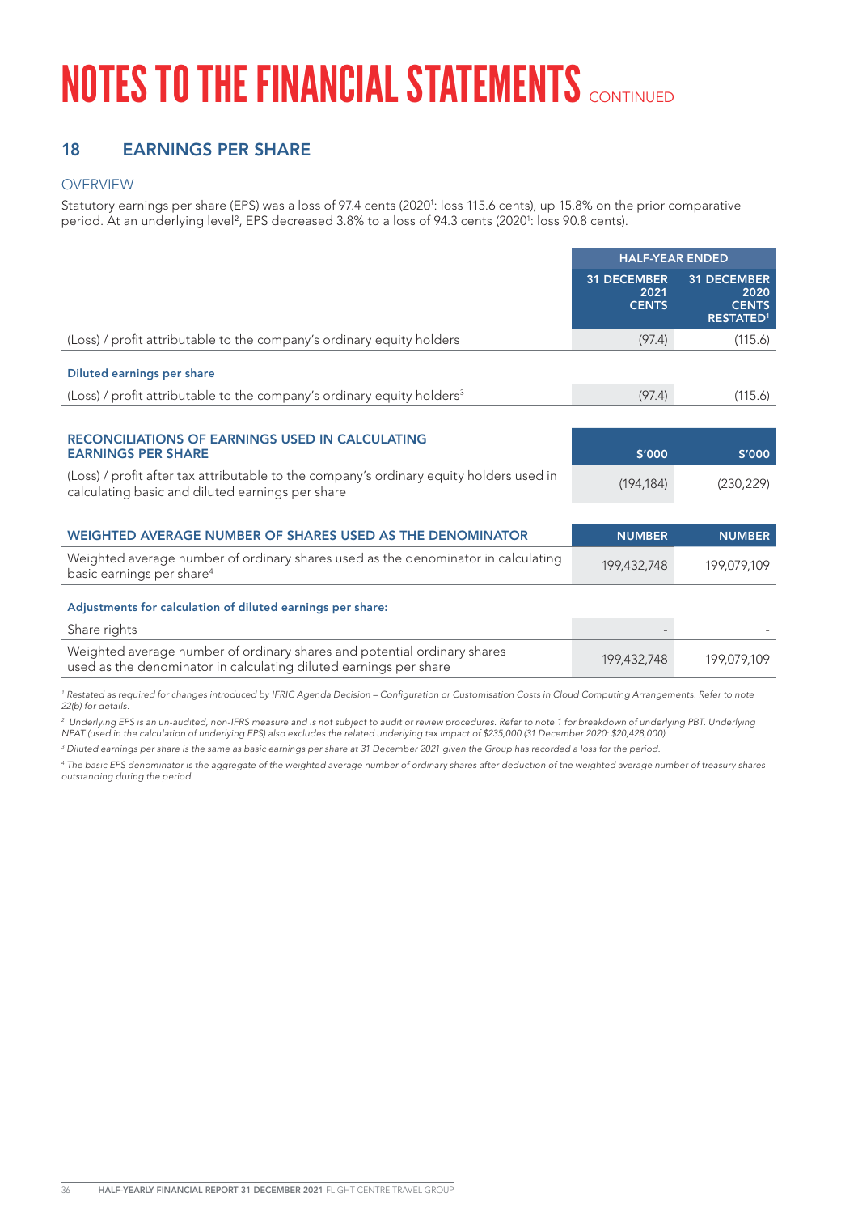# NOTES TO THE FINANCIAL STATEMENTS CONTINUED

## 18 EARNINGS PER SHARE

### OVERVIEW

Statutory earnings per share (EPS) was a loss of 97.4 cents (2020[1]: loss 115.6 cents), up 15.8% on the prior comparative period. At an underlying level[2], EPS decreased 3.8% to a loss of 94.3 cents (2020[1]: loss 90.8 cents).

| | HALF-YEAR ENDED | |
|---|---|---|
| | 31 DECEMBER 2021 CENTS | 31 DECEMBER 2020 CENTS RESTATED[1] |
| (Loss) / profit attributable to the company's ordinary equity holders | (97.4) | (115.6) |
| **Diluted earnings per share** | | |
| (Loss) / profit attributable to the company's ordinary equity holders[3] | (97.4) | (115.6) |

| RECONCILIATIONS OF EARNINGS USED IN CALCULATING EARNINGS PER SHARE | $'000 | $'000 |
|---|---|---|
| (Loss) / profit after tax attributable to the company's ordinary equity holders used in calculating basic and diluted earnings per share | (194,184) | (230,229) |

| WEIGHTED AVERAGE NUMBER OF SHARES USED AS THE DENOMINATOR | NUMBER | NUMBER |
|---|---|---|
| Weighted average number of ordinary shares used as the denominator in calculating basic earnings per share[4] | 199,432,748 | 199,079,109 |
| **Adjustments for calculation of diluted earnings per share:** | | |
| Share rights | - | - |
| Weighted average number of ordinary shares and potential ordinary shares used as the denominator in calculating diluted earnings per share | 199,432,748 | 199,079,109 |

*[1] Restated as required for changes introduced by IFRIC Agenda Decision – Configuration or Customisation Costs in Cloud Computing Arrangements. Refer to note 22(b) for details.*

*[2] Underlying EPS is an un-audited, non-IFRS measure and is not subject to audit or review procedures. Refer to note 1 for breakdown of underlying PBT. Underlying NPAT (used in the calculation of underlying EPS) also excludes the related underlying tax impact of $235,000 (31 December 2020: $20,428,000).*

*[3] Diluted earnings per share is the same as basic earnings per share at 31 December 2021 given the Group has recorded a loss for the period.*

*[4] The basic EPS denominator is the aggregate of the weighted average number of ordinary shares after deduction of the weighted average number of treasury shares outstanding during the period.*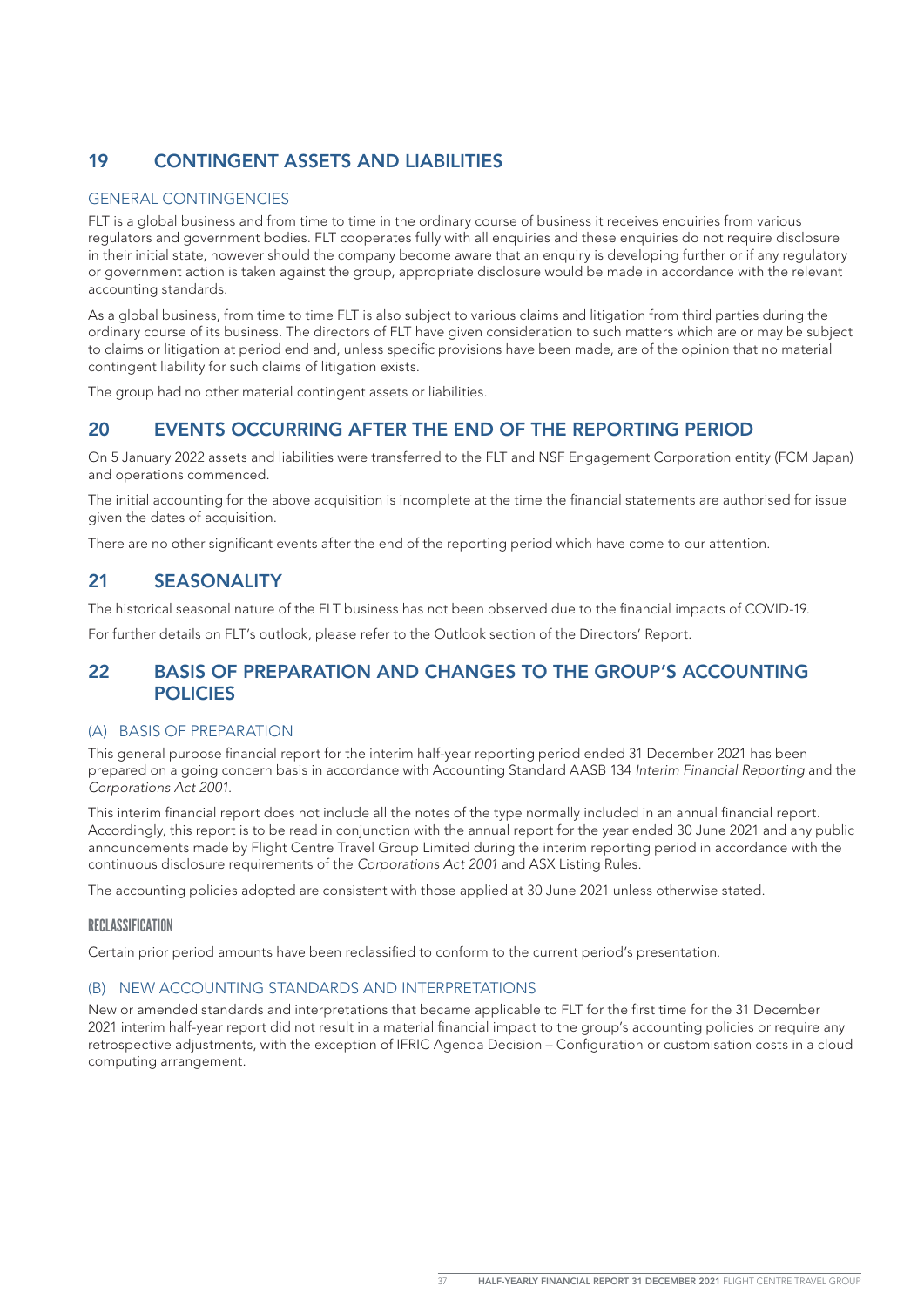## 19 CONTINGENT ASSETS AND LIABILITIES

### GENERAL CONTINGENCIES

FLT is a global business and from time to time in the ordinary course of business it receives enquiries from various regulators and government bodies. FLT cooperates fully with all enquiries and these enquiries do not require disclosure in their initial state, however should the company become aware that an enquiry is developing further or if any regulatory or government action is taken against the group, appropriate disclosure would be made in accordance with the relevant accounting standards.

As a global business, from time to time FLT is also subject to various claims and litigation from third parties during the ordinary course of its business. The directors of FLT have given consideration to such matters which are or may be subject to claims or litigation at period end and, unless specific provisions have been made, are of the opinion that no material contingent liability for such claims of litigation exists.

The group had no other material contingent assets or liabilities.

## 20 EVENTS OCCURRING AFTER THE END OF THE REPORTING PERIOD

On 5 January 2022 assets and liabilities were transferred to the FLT and NSF Engagement Corporation entity (FCM Japan) and operations commenced.

The initial accounting for the above acquisition is incomplete at the time the financial statements are authorised for issue given the dates of acquisition.

There are no other significant events after the end of the reporting period which have come to our attention.

## 21 SEASONALITY

The historical seasonal nature of the FLT business has not been observed due to the financial impacts of COVID-19.

For further details on FLT's outlook, please refer to the Outlook section of the Directors' Report.

## 22 BASIS OF PREPARATION AND CHANGES TO THE GROUP'S ACCOUNTING POLICIES

### (A) BASIS OF PREPARATION

This general purpose financial report for the interim half-year reporting period ended 31 December 2021 has been prepared on a going concern basis in accordance with Accounting Standard AASB 134 *Interim Financial Reporting* and the *Corporations Act 2001*.

This interim financial report does not include all the notes of the type normally included in an annual financial report. Accordingly, this report is to be read in conjunction with the annual report for the year ended 30 June 2021 and any public announcements made by Flight Centre Travel Group Limited during the interim reporting period in accordance with the continuous disclosure requirements of the *Corporations Act 2001* and ASX Listing Rules.

The accounting policies adopted are consistent with those applied at 30 June 2021 unless otherwise stated.

#### RECLASSIFICATION

Certain prior period amounts have been reclassified to conform to the current period's presentation.

### (B) NEW ACCOUNTING STANDARDS AND INTERPRETATIONS

New or amended standards and interpretations that became applicable to FLT for the first time for the 31 December 2021 interim half-year report did not result in a material financial impact to the group's accounting policies or require any retrospective adjustments, with the exception of IFRIC Agenda Decision – Configuration or customisation costs in a cloud computing arrangement.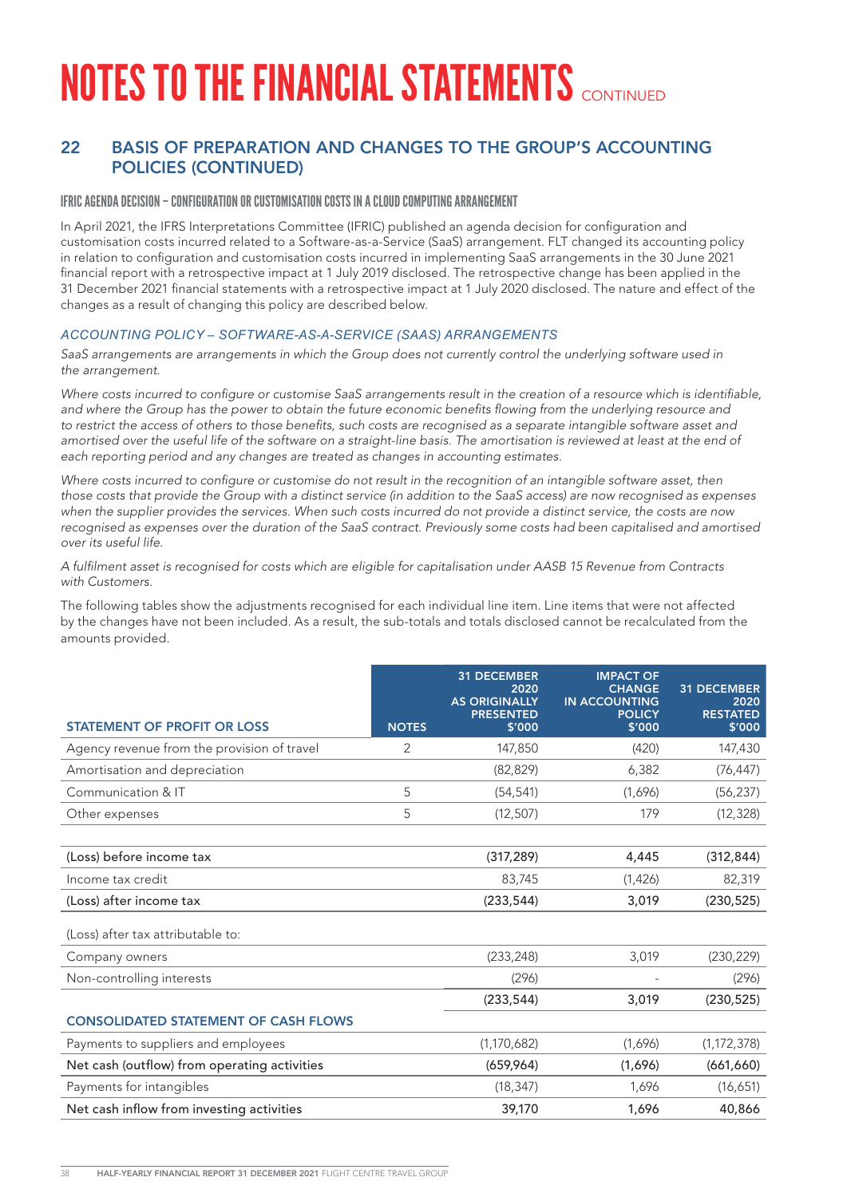# NOTES TO THE FINANCIAL STATEMENTS CONTINUED

## 22 BASIS OF PREPARATION AND CHANGES TO THE GROUP'S ACCOUNTING POLICIES (CONTINUED)

### IFRIC AGENDA DECISION – CONFIGURATION OR CUSTOMISATION COSTS IN A CLOUD COMPUTING ARRANGEMENT

In April 2021, the IFRS Interpretations Committee (IFRIC) published an agenda decision for configuration and customisation costs incurred related to a Software-as-a-Service (SaaS) arrangement. FLT changed its accounting policy in relation to configuration and customisation costs incurred in implementing SaaS arrangements in the 30 June 2021 financial report with a retrospective impact at 1 July 2019 disclosed. The retrospective change has been applied in the 31 December 2021 financial statements with a retrospective impact at 1 July 2020 disclosed. The nature and effect of the changes as a result of changing this policy are described below.

#### *ACCOUNTING POLICY – SOFTWARE-AS-A-SERVICE (SAAS) ARRANGEMENTS*

*SaaS arrangements are arrangements in which the Group does not currently control the underlying software used in the arrangement.*

*Where costs incurred to configure or customise SaaS arrangements result in the creation of a resource which is identifiable, and where the Group has the power to obtain the future economic benefits flowing from the underlying resource and to restrict the access of others to those benefits, such costs are recognised as a separate intangible software asset and amortised over the useful life of the software on a straight-line basis. The amortisation is reviewed at least at the end of each reporting period and any changes are treated as changes in accounting estimates.*

*Where costs incurred to configure or customise do not result in the recognition of an intangible software asset, then those costs that provide the Group with a distinct service (in addition to the SaaS access) are now recognised as expenses when the supplier provides the services. When such costs incurred do not provide a distinct service, the costs are now recognised as expenses over the duration of the SaaS contract. Previously some costs had been capitalised and amortised over its useful life.*

*A fulfilment asset is recognised for costs which are eligible for capitalisation under AASB 15 Revenue from Contracts with Customers.*

The following tables show the adjustments recognised for each individual line item. Line items that were not affected by the changes have not been included. As a result, the sub-totals and totals disclosed cannot be recalculated from the amounts provided.

| STATEMENT OF PROFIT OR LOSS | NOTES | 31 DECEMBER 2020 AS ORIGINALLY PRESENTED $'000 | IMPACT OF CHANGE IN ACCOUNTING POLICY $'000 | 31 DECEMBER 2020 RESTATED $'000 |
|---|---|---|---|---|
| Agency revenue from the provision of travel | 2 | 147,850 | (420) | 147,430 |
| Amortisation and depreciation | | (82,829) | 6,382 | (76,447) |
| Communication & IT | 5 | (54,541) | (1,696) | (56,237) |
| Other expenses | 5 | (12,507) | 179 | (12,328) |
| | | | | |
| **(Loss) before income tax** | | **(317,289)** | **4,445** | **(312,844)** |
| Income tax credit | | 83,745 | (1,426) | 82,319 |
| **(Loss) after income tax** | | **(233,544)** | **3,019** | **(230,525)** |
| (Loss) after tax attributable to: | | | | |
| Company owners | | (233,248) | 3,019 | (230,229) |
| Non-controlling interests | | (296) | - | (296) |
| | | **(233,544)** | **3,019** | **(230,525)** |
| **CONSOLIDATED STATEMENT OF CASH FLOWS** | | | | |
| Payments to suppliers and employees | | (1,170,682) | (1,696) | (1,172,378) |
| **Net cash (outflow) from operating activities** | | **(659,964)** | **(1,696)** | **(661,660)** |
| Payments for intangibles | | (18,347) | 1,696 | (16,651) |
| **Net cash inflow from investing activities** | | **39,170** | **1,696** | **40,866** |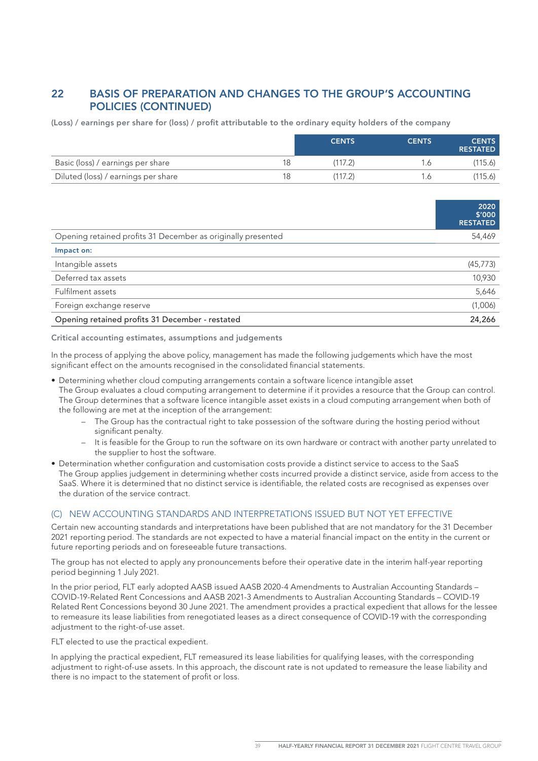## 22 BASIS OF PREPARATION AND CHANGES TO THE GROUP'S ACCOUNTING POLICIES (CONTINUED)

**(Loss) / earnings per share for (loss) / profit attributable to the ordinary equity holders of the company**

| | | CENTS | CENTS | CENTS RESTATED |
|---|---|---|---|---|
| Basic (loss) / earnings per share | 18 | (117.2) | 1.6 | (115.6) |
| Diluted (loss) / earnings per share | 18 | (117.2) | 1.6 | (115.6) |

| | 2020 $'000 RESTATED |
|---|---|
| Opening retained profits 31 December as originally presented | 54,469 |
| **Impact on:** | |
| Intangible assets | (45,773) |
| Deferred tax assets | 10,930 |
| Fulfilment assets | 5,646 |
| Foreign exchange reserve | (1,006) |
| **Opening retained profits 31 December - restated** | **24,266** |

**Critical accounting estimates, assumptions and judgements**

In the process of applying the above policy, management has made the following judgements which have the most significant effect on the amounts recognised in the consolidated financial statements.

- Determining whether cloud computing arrangements contain a software licence intangible asset
  The Group evaluates a cloud computing arrangement to determine if it provides a resource that the Group can control. The Group determines that a software licence intangible asset exists in a cloud computing arrangement when both of the following are met at the inception of the arrangement:
  - The Group has the contractual right to take possession of the software during the hosting period without significant penalty.
  - It is feasible for the Group to run the software on its own hardware or contract with another party unrelated to the supplier to host the software.
- Determination whether configuration and customisation costs provide a distinct service to access to the SaaS
  The Group applies judgement in determining whether costs incurred provide a distinct service, aside from access to the SaaS. Where it is determined that no distinct service is identifiable, the related costs are recognised as expenses over the duration of the service contract.

### (C) NEW ACCOUNTING STANDARDS AND INTERPRETATIONS ISSUED BUT NOT YET EFFECTIVE

Certain new accounting standards and interpretations have been published that are not mandatory for the 31 December 2021 reporting period. The standards are not expected to have a material financial impact on the entity in the current or future reporting periods and on foreseeable future transactions.

The group has not elected to apply any pronouncements before their operative date in the interim half-year reporting period beginning 1 July 2021.

In the prior period, FLT early adopted AASB issued AASB 2020-4 Amendments to Australian Accounting Standards – COVID-19-Related Rent Concessions and AASB 2021-3 Amendments to Australian Accounting Standards – COVID-19 Related Rent Concessions beyond 30 June 2021. The amendment provides a practical expedient that allows for the lessee to remeasure its lease liabilities from renegotiated leases as a direct consequence of COVID-19 with the corresponding adjustment to the right-of-use asset.

FLT elected to use the practical expedient.

In applying the practical expedient, FLT remeasured its lease liabilities for qualifying leases, with the corresponding adjustment to right-of-use assets. In this approach, the discount rate is not updated to remeasure the lease liability and there is no impact to the statement of profit or loss.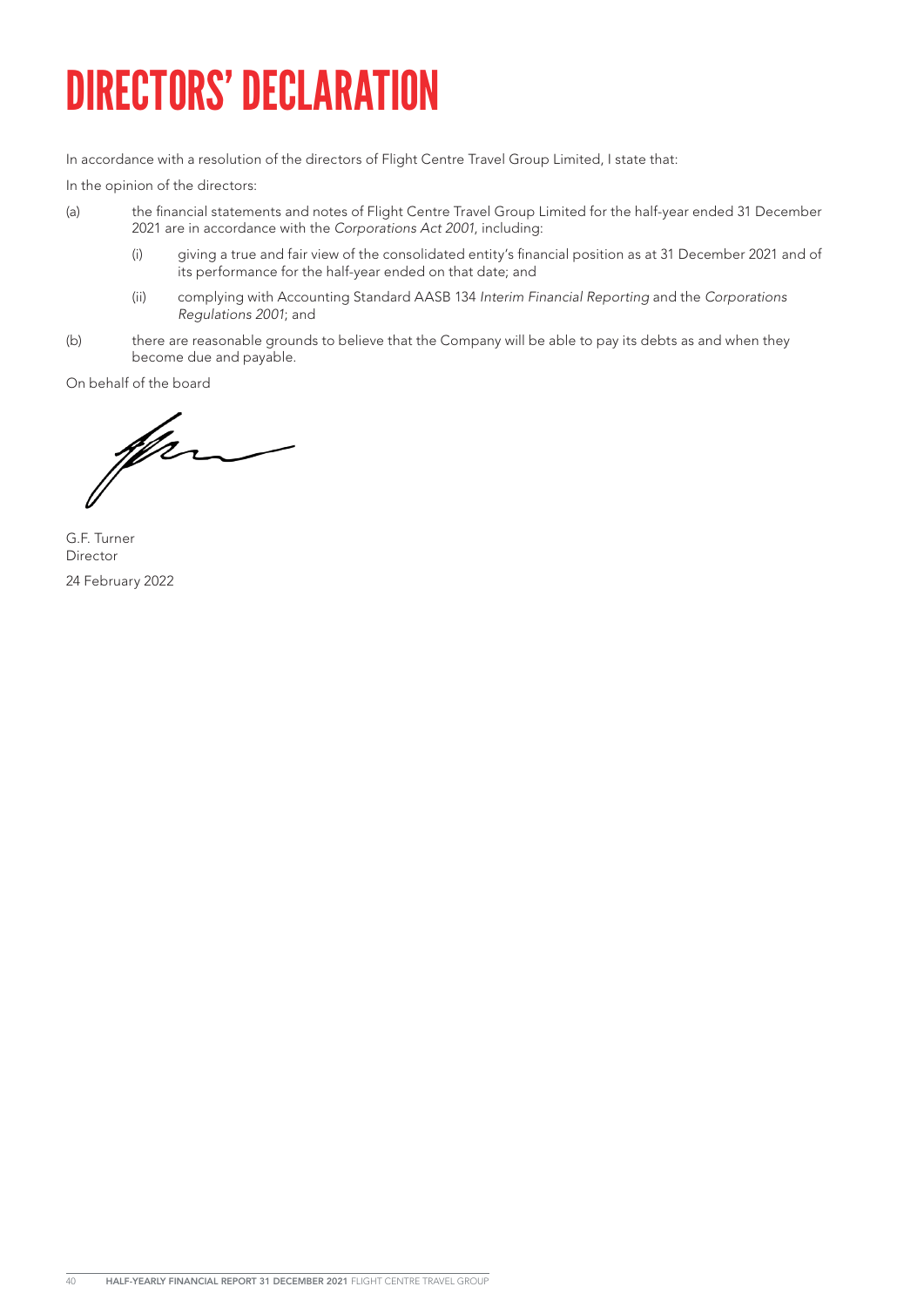# DIRECTORS' DECLARATION

In accordance with a resolution of the directors of Flight Centre Travel Group Limited, I state that:

In the opinion of the directors:

(a) the financial statements and notes of Flight Centre Travel Group Limited for the half-year ended 31 December 2021 are in accordance with the *Corporations Act 2001*, including:

   (i) giving a true and fair view of the consolidated entity's financial position as at 31 December 2021 and of its performance for the half-year ended on that date; and

   (ii) complying with Accounting Standard AASB 134 *Interim Financial Reporting* and the *Corporations Regulations 2001*; and

(b) there are reasonable grounds to believe that the Company will be able to pay its debts as and when they become due and payable.

On behalf of the board

G.F. Turner
Director

24 February 2022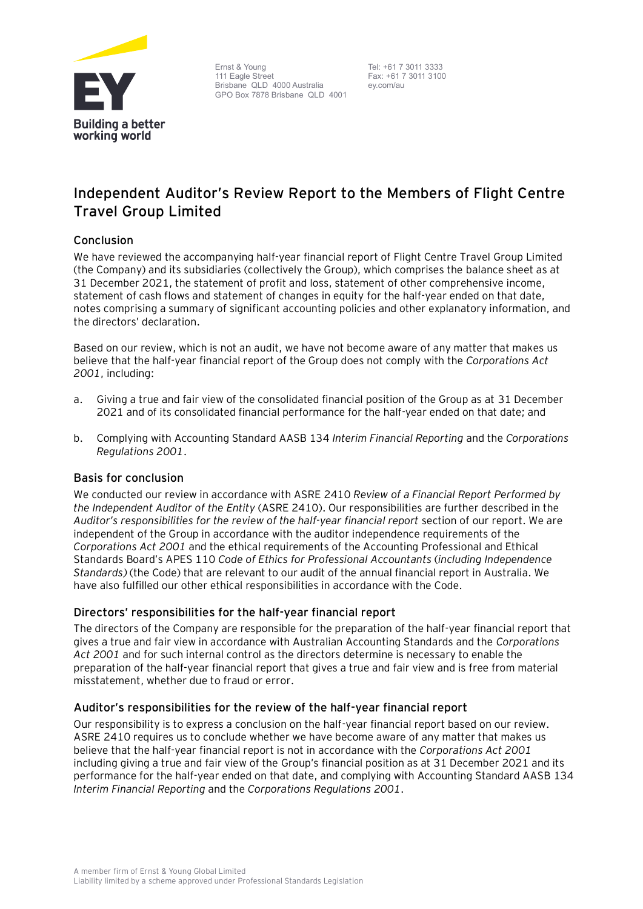Ernst & Young
111 Eagle Street
Brisbane QLD 4000 Australia
GPO Box 7878 Brisbane QLD 4001

Tel: +61 7 3011 3333
Fax: +61 7 3011 3100
ey.com/au

# Independent Auditor's Review Report to the Members of Flight Centre Travel Group Limited

## Conclusion

We have reviewed the accompanying half-year financial report of Flight Centre Travel Group Limited (the Company) and its subsidiaries (collectively the Group), which comprises the balance sheet as at 31 December 2021, the statement of profit and loss, statement of other comprehensive income, statement of cash flows and statement of changes in equity for the half-year ended on that date, notes comprising a summary of significant accounting policies and other explanatory information, and the directors' declaration.

Based on our review, which is not an audit, we have not become aware of any matter that makes us believe that the half-year financial report of the Group does not comply with the *Corporations Act 2001*, including:

a. Giving a true and fair view of the consolidated financial position of the Group as at 31 December 2021 and of its consolidated financial performance for the half-year ended on that date; and

b. Complying with Accounting Standard AASB 134 *Interim Financial Reporting* and the *Corporations Regulations 2001*.

## Basis for conclusion

We conducted our review in accordance with ASRE 2410 *Review of a Financial Report Performed by the Independent Auditor of the Entity* (ASRE 2410). Our responsibilities are further described in the *Auditor's responsibilities for the review of the half-year financial report* section of our report. We are independent of the Group in accordance with the auditor independence requirements of the *Corporations Act 2001* and the ethical requirements of the Accounting Professional and Ethical Standards Board's APES 110 *Code of Ethics for Professional Accountants* (*including Independence Standards)* (the Code) that are relevant to our audit of the annual financial report in Australia. We have also fulfilled our other ethical responsibilities in accordance with the Code.

## Directors' responsibilities for the half-year financial report

The directors of the Company are responsible for the preparation of the half-year financial report that gives a true and fair view in accordance with Australian Accounting Standards and the *Corporations Act 2001* and for such internal control as the directors determine is necessary to enable the preparation of the half-year financial report that gives a true and fair view and is free from material misstatement, whether due to fraud or error.

## Auditor's responsibilities for the review of the half-year financial report

Our responsibility is to express a conclusion on the half-year financial report based on our review. ASRE 2410 requires us to conclude whether we have become aware of any matter that makes us believe that the half-year financial report is not in accordance with the *Corporations Act 2001* including giving a true and fair view of the Group's financial position as at 31 December 2021 and its performance for the half-year ended on that date, and complying with Accounting Standard AASB 134 *Interim Financial Reporting* and the *Corporations Regulations 2001*.

A member firm of Ernst & Young Global Limited
Liability limited by a scheme approved under Professional Standards Legislation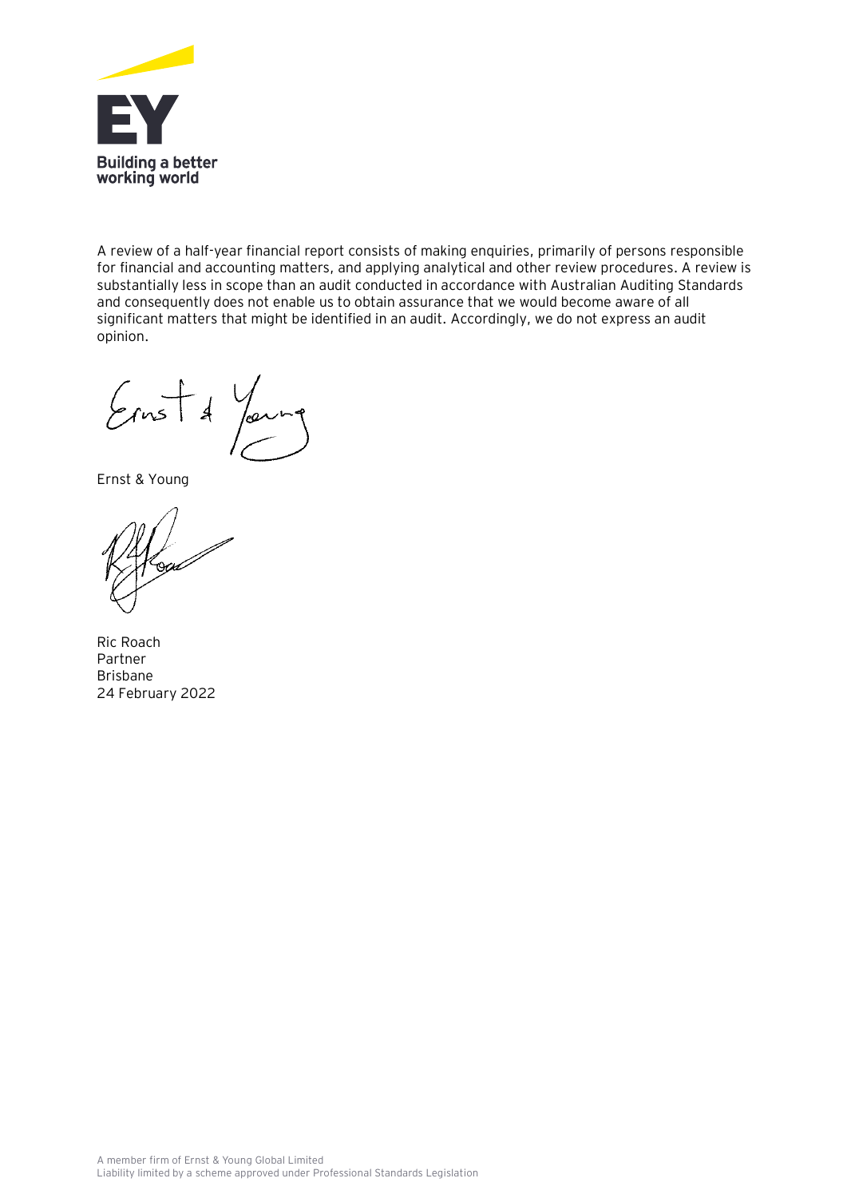A review of a half-year financial report consists of making enquiries, primarily of persons responsible for financial and accounting matters, and applying analytical and other review procedures. A review is substantially less in scope than an audit conducted in accordance with Australian Auditing Standards and consequently does not enable us to obtain assurance that we would become aware of all significant matters that might be identified in an audit. Accordingly, we do not express an audit opinion.

Ernst & Young

Ric Roach
Partner
Brisbane
24 February 2022

A member firm of Ernst & Young Global Limited
Liability limited by a scheme approved under Professional Standards Legislation